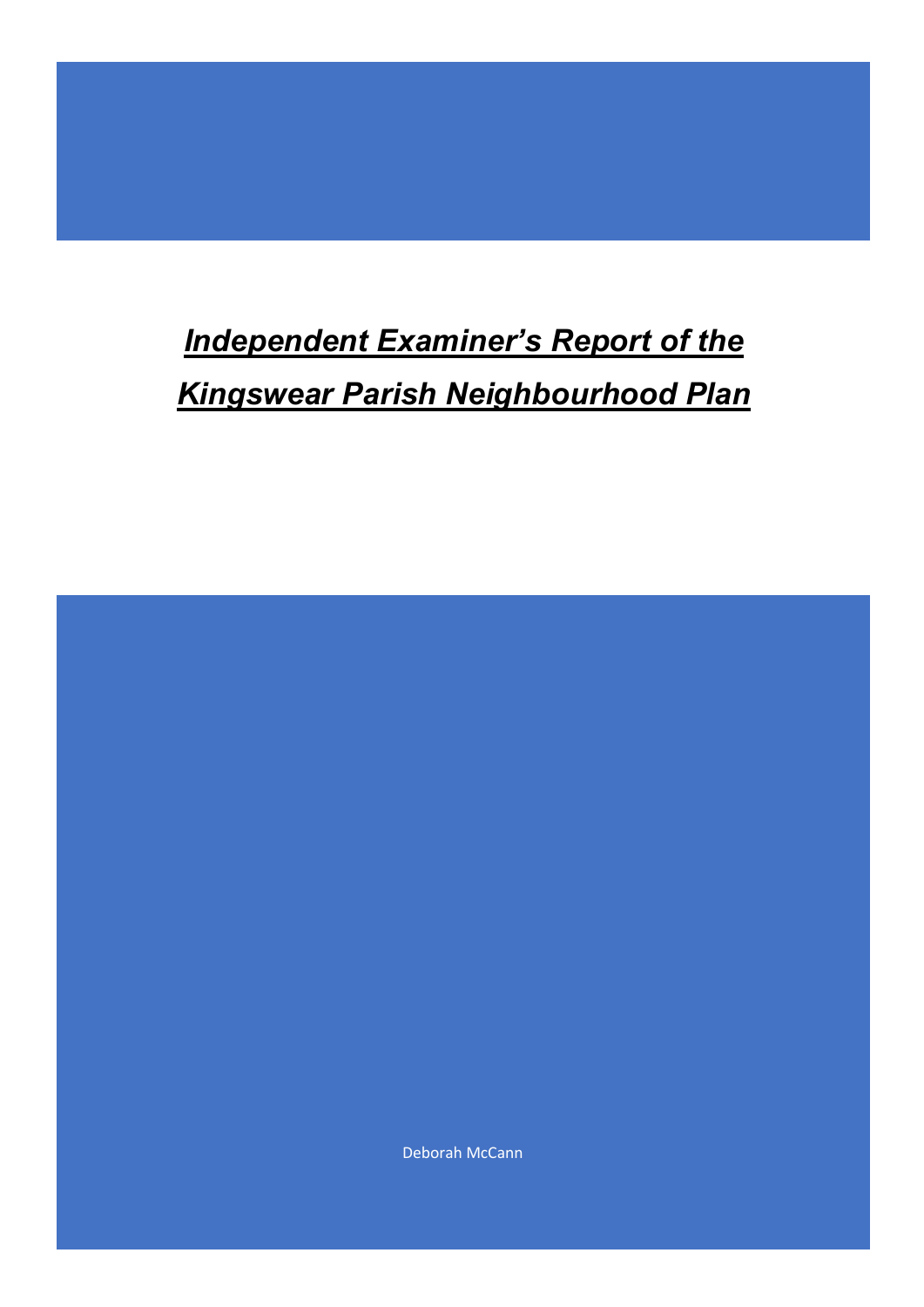# ***Independent Examiner's Report of the Kingswear Parish Neighbourhood Plan***

Deborah McCann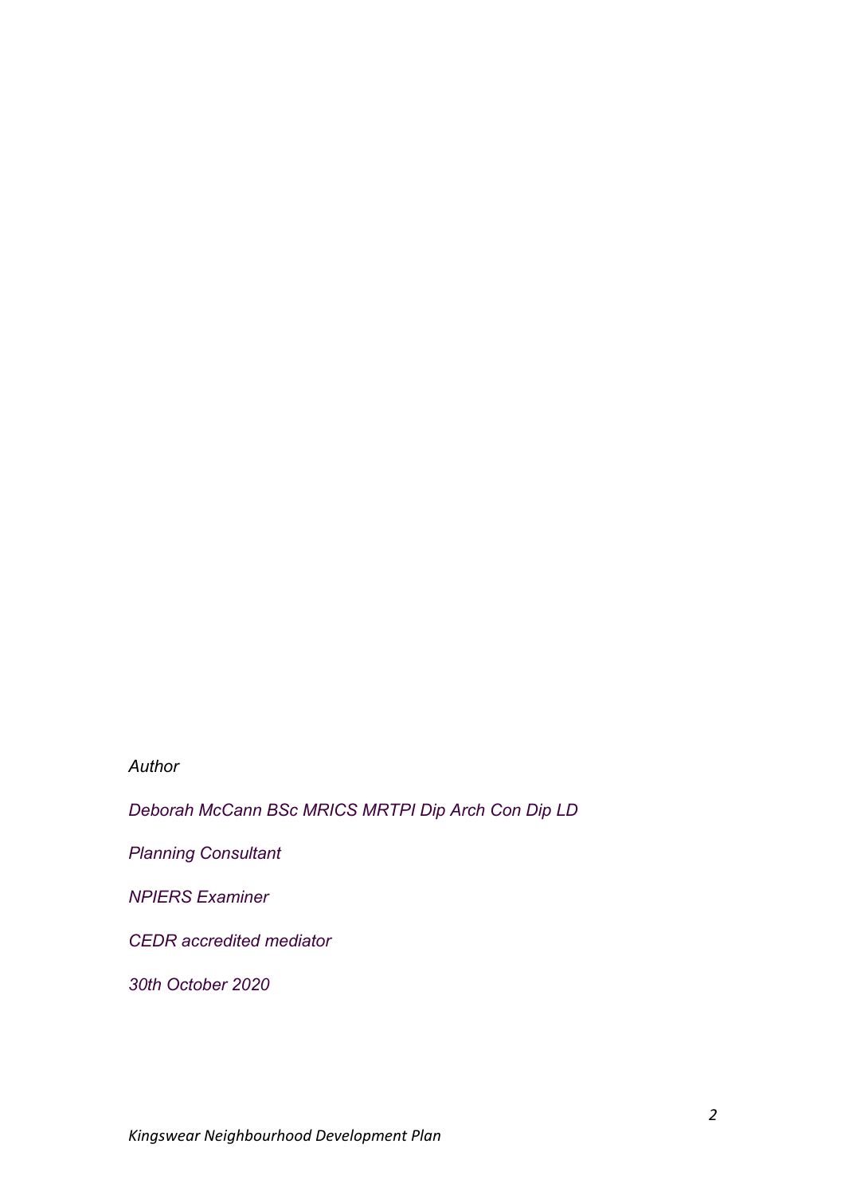*Author*

*Deborah McCann BSc MRICS MRTPI Dip Arch Con Dip LD*

*Planning Consultant*

*NPIERS Examiner*

*CEDR accredited mediator*

*30th October 2020*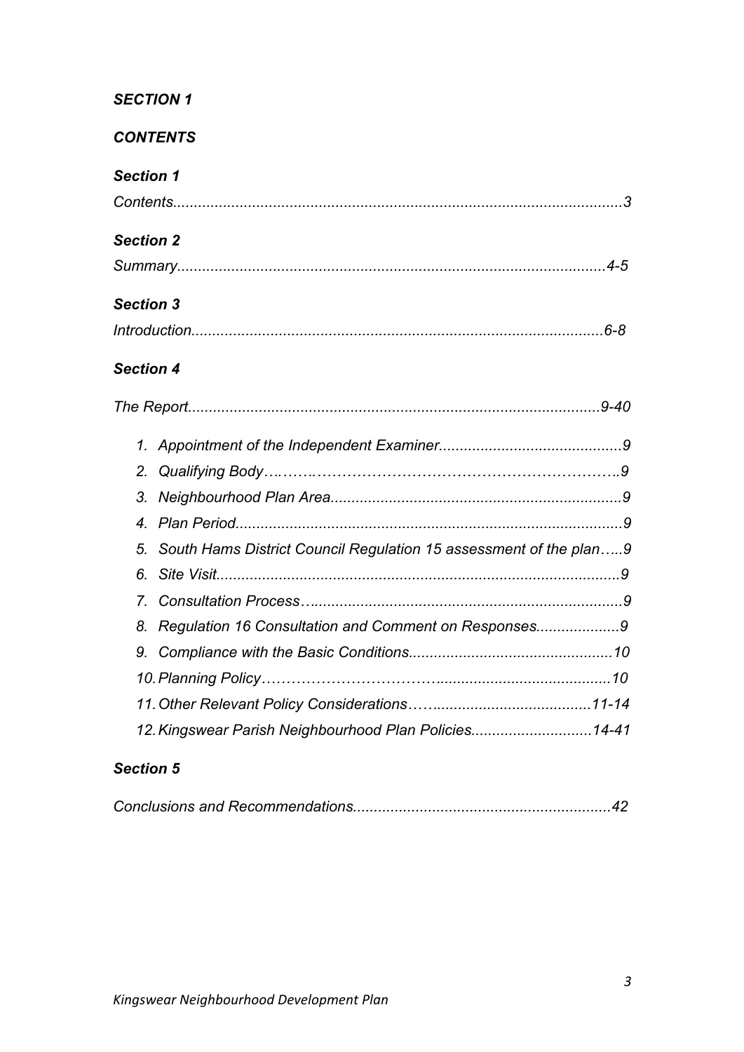***SECTION 1***

***CONTENTS***

***Section 1***

*Contents...........................................................................................................3*

***Section 2***

*Summary......................................................................................................4-5*

***Section 3***

*Introduction..................................................................................................6-8*

***Section 4***

*The Report...................................................................................................9-40*

1. *Appointment of the Independent Examiner............................................9*
2. *Qualifying Body….……..……………………………………………………..9*
3. *Neighbourhood Plan Area......................................................................9*
4. *Plan Period.............................................................................................9*
5. *South Hams District Council Regulation 15 assessment of the plan…..9*
6. *Site Visit.................................................................................................9*
7. *Consultation Process…..........................................................................9*
8. *Regulation 16 Consultation and Comment on Responses....................9*
9. *Compliance with the Basic Conditions.................................................10*
10. *Planning Policy………………………………..........................................10*
11. *Other Relevant Policy Considerations…….....................................11-14*
12. *Kingswear Parish Neighbourhood Plan Policies.............................14-41*

***Section 5***

*Conclusions and Recommendations.............................................................42*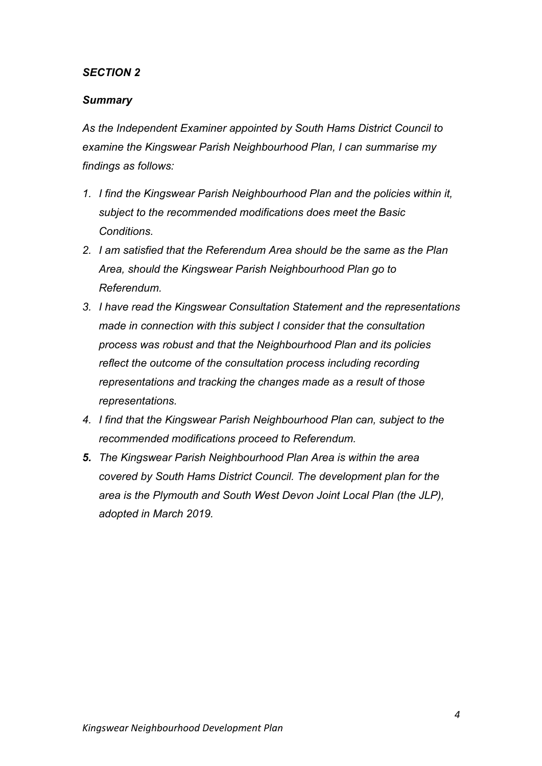## *SECTION 2*

### *Summary*

*As the Independent Examiner appointed by South Hams District Council to examine the Kingswear Parish Neighbourhood Plan, I can summarise my findings as follows:*

1. *I find the Kingswear Parish Neighbourhood Plan and the policies within it, subject to the recommended modifications does meet the Basic Conditions.*
2. *I am satisfied that the Referendum Area should be the same as the Plan Area, should the Kingswear Parish Neighbourhood Plan go to Referendum.*
3. *I have read the Kingswear Consultation Statement and the representations made in connection with this subject I consider that the consultation process was robust and that the Neighbourhood Plan and its policies reflect the outcome of the consultation process including recording representations and tracking the changes made as a result of those representations.*
4. *I find that the Kingswear Parish Neighbourhood Plan can, subject to the recommended modifications proceed to Referendum.*
5. *The Kingswear Parish Neighbourhood Plan Area is within the area covered by South Hams District Council. The development plan for the area is the Plymouth and South West Devon Joint Local Plan (the JLP), adopted in March 2019.*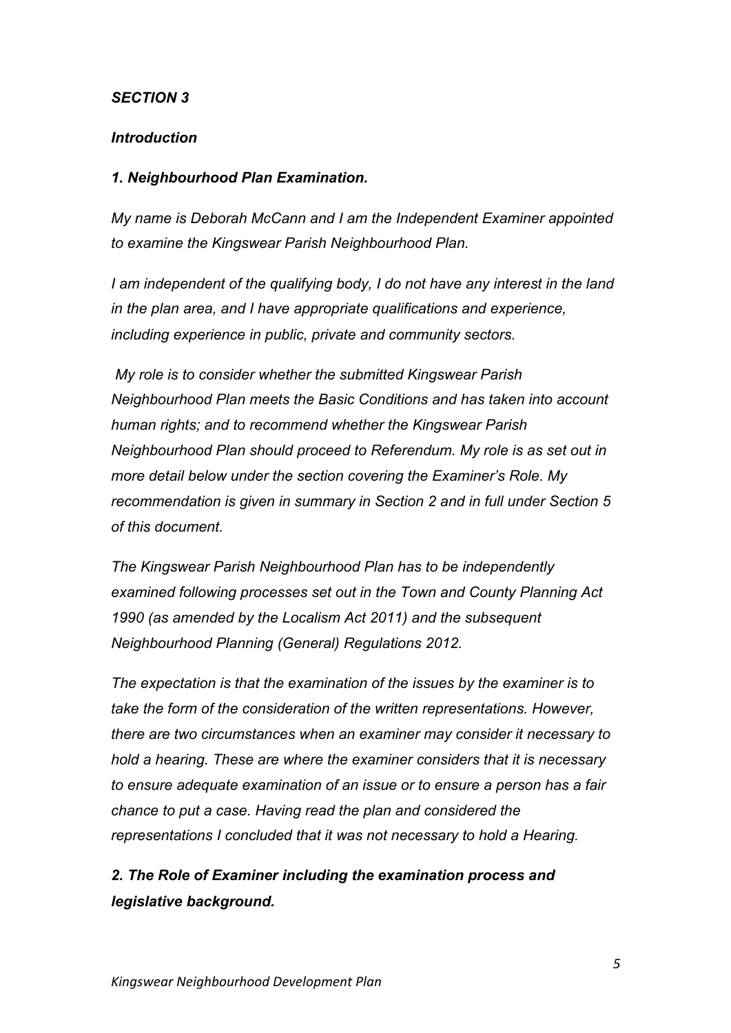## *SECTION 3*

### *Introduction*

### *1. Neighbourhood Plan Examination.*

*My name is Deborah McCann and I am the Independent Examiner appointed to examine the Kingswear Parish Neighbourhood Plan.*

*I am independent of the qualifying body, I do not have any interest in the land in the plan area, and I have appropriate qualifications and experience, including experience in public, private and community sectors.*

*My role is to consider whether the submitted Kingswear Parish Neighbourhood Plan meets the Basic Conditions and has taken into account human rights; and to recommend whether the Kingswear Parish Neighbourhood Plan should proceed to Referendum. My role is as set out in more detail below under the section covering the Examiner's Role. My recommendation is given in summary in Section 2 and in full under Section 5 of this document.*

*The Kingswear Parish Neighbourhood Plan has to be independently examined following processes set out in the Town and County Planning Act 1990 (as amended by the Localism Act 2011) and the subsequent Neighbourhood Planning (General) Regulations 2012.*

*The expectation is that the examination of the issues by the examiner is to take the form of the consideration of the written representations. However, there are two circumstances when an examiner may consider it necessary to hold a hearing. These are where the examiner considers that it is necessary to ensure adequate examination of an issue or to ensure a person has a fair chance to put a case. Having read the plan and considered the representations I concluded that it was not necessary to hold a Hearing.*

### *2. The Role of Examiner including the examination process and legislative background.*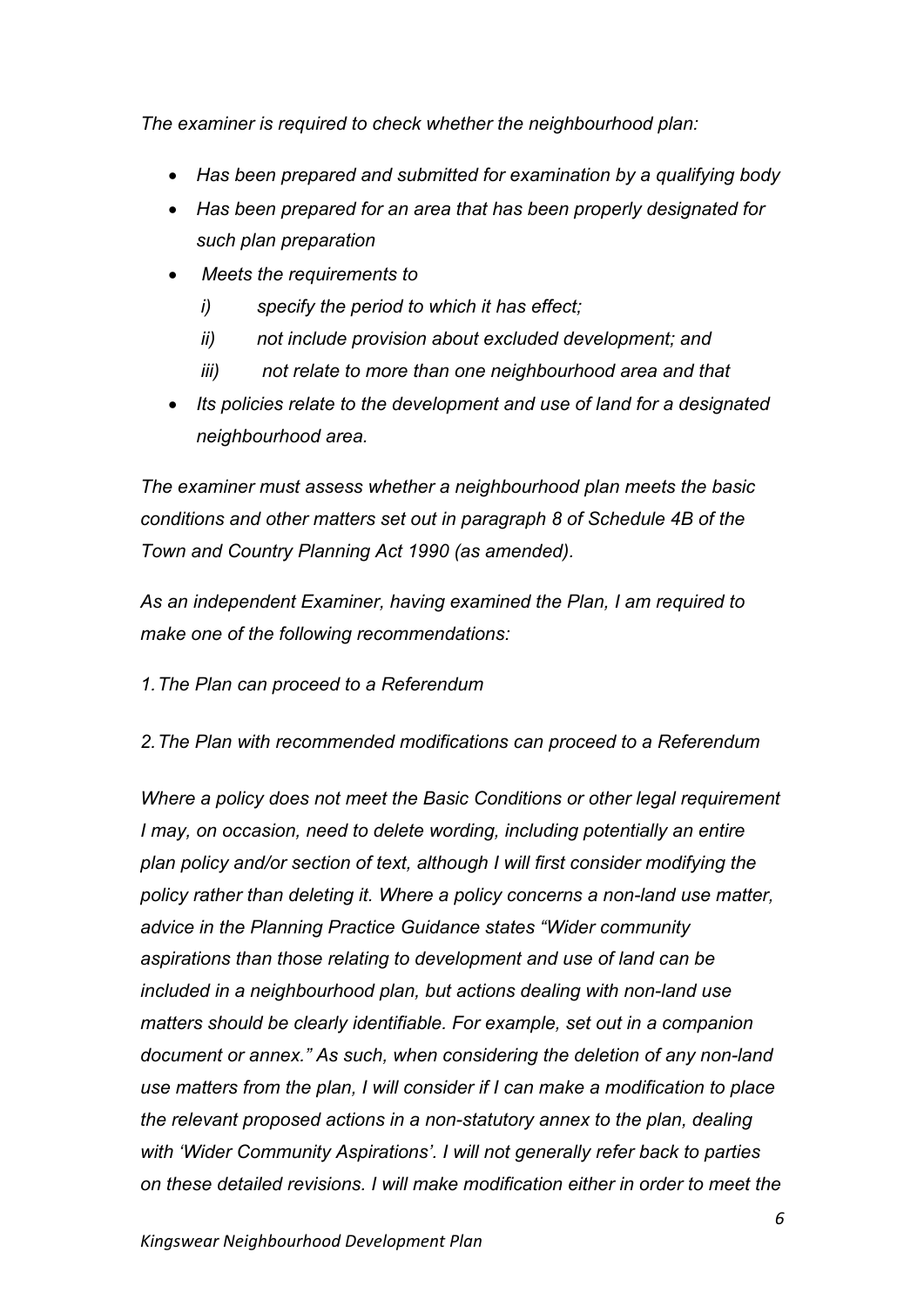*The examiner is required to check whether the neighbourhood plan:*

- *Has been prepared and submitted for examination by a qualifying body*
- *Has been prepared for an area that has been properly designated for such plan preparation*
- *Meets the requirements to*
  - *i) specify the period to which it has effect;*
  - *ii) not include provision about excluded development; and*
  - *iii) not relate to more than one neighbourhood area and that*
- *Its policies relate to the development and use of land for a designated neighbourhood area.*

*The examiner must assess whether a neighbourhood plan meets the basic conditions and other matters set out in paragraph 8 of Schedule 4B of the Town and Country Planning Act 1990 (as amended).*

*As an independent Examiner, having examined the Plan, I am required to make one of the following recommendations:*

*1. The Plan can proceed to a Referendum*

*2. The Plan with recommended modifications can proceed to a Referendum*

*Where a policy does not meet the Basic Conditions or other legal requirement I may, on occasion, need to delete wording, including potentially an entire plan policy and/or section of text, although I will first consider modifying the policy rather than deleting it. Where a policy concerns a non-land use matter, advice in the Planning Practice Guidance states "Wider community aspirations than those relating to development and use of land can be included in a neighbourhood plan, but actions dealing with non-land use matters should be clearly identifiable. For example, set out in a companion document or annex." As such, when considering the deletion of any non-land use matters from the plan, I will consider if I can make a modification to place the relevant proposed actions in a non-statutory annex to the plan, dealing with 'Wider Community Aspirations'. I will not generally refer back to parties on these detailed revisions. I will make modification either in order to meet the*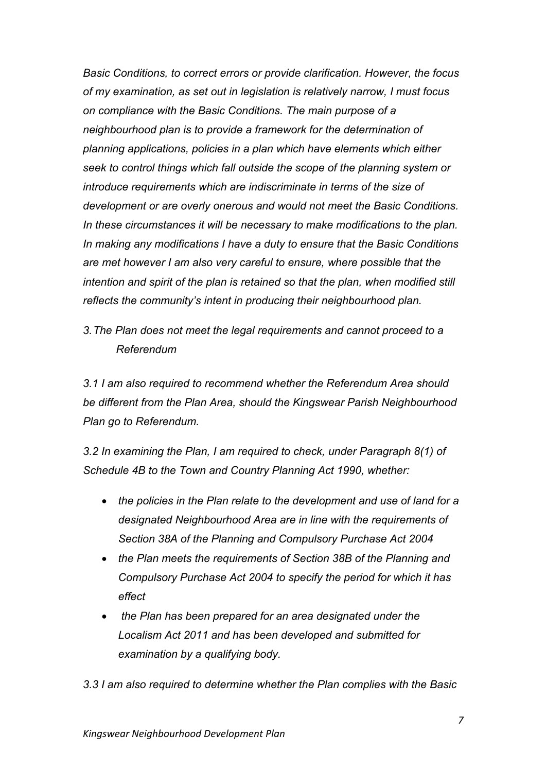*Basic Conditions, to correct errors or provide clarification. However, the focus of my examination, as set out in legislation is relatively narrow, I must focus on compliance with the Basic Conditions. The main purpose of a neighbourhood plan is to provide a framework for the determination of planning applications, policies in a plan which have elements which either seek to control things which fall outside the scope of the planning system or introduce requirements which are indiscriminate in terms of the size of development or are overly onerous and would not meet the Basic Conditions. In these circumstances it will be necessary to make modifications to the plan. In making any modifications I have a duty to ensure that the Basic Conditions are met however I am also very careful to ensure, where possible that the intention and spirit of the plan is retained so that the plan, when modified still reflects the community's intent in producing their neighbourhood plan.*

*3. The Plan does not meet the legal requirements and cannot proceed to a Referendum*

*3.1 I am also required to recommend whether the Referendum Area should be different from the Plan Area, should the Kingswear Parish Neighbourhood Plan go to Referendum.*

*3.2 In examining the Plan, I am required to check, under Paragraph 8(1) of Schedule 4B to the Town and Country Planning Act 1990, whether:*

- *the policies in the Plan relate to the development and use of land for a designated Neighbourhood Area are in line with the requirements of Section 38A of the Planning and Compulsory Purchase Act 2004*
- *the Plan meets the requirements of Section 38B of the Planning and Compulsory Purchase Act 2004 to specify the period for which it has effect*
- *the Plan has been prepared for an area designated under the Localism Act 2011 and has been developed and submitted for examination by a qualifying body.*

*3.3 I am also required to determine whether the Plan complies with the Basic*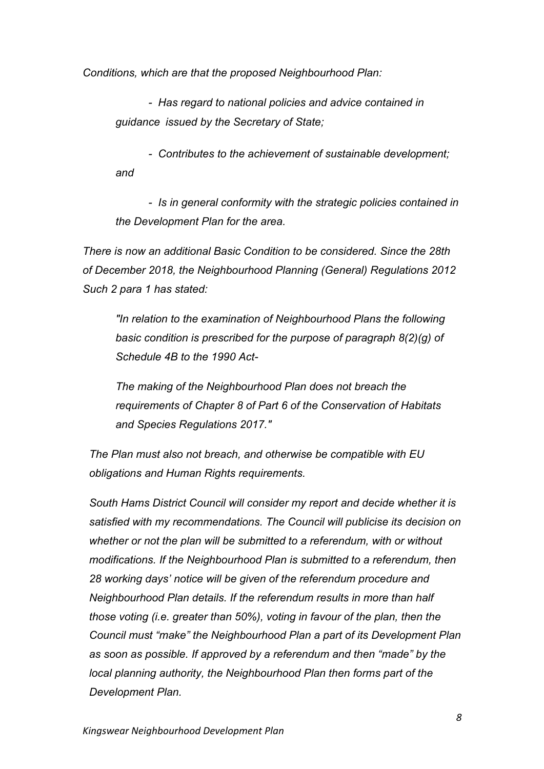*Conditions, which are that the proposed Neighbourhood Plan:*

> *- Has regard to national policies and advice contained in guidance issued by the Secretary of State;*
>
> *- Contributes to the achievement of sustainable development; and*
>
> *- Is in general conformity with the strategic policies contained in the Development Plan for the area.*

*There is now an additional Basic Condition to be considered. Since the 28th of December 2018, the Neighbourhood Planning (General) Regulations 2012 Such 2 para 1 has stated:*

> *"In relation to the examination of Neighbourhood Plans the following basic condition is prescribed for the purpose of paragraph 8(2)(g) of Schedule 4B to the 1990 Act-*
>
> *The making of the Neighbourhood Plan does not breach the requirements of Chapter 8 of Part 6 of the Conservation of Habitats and Species Regulations 2017."*

*The Plan must also not breach, and otherwise be compatible with EU obligations and Human Rights requirements.*

*South Hams District Council will consider my report and decide whether it is satisfied with my recommendations. The Council will publicise its decision on whether or not the plan will be submitted to a referendum, with or without modifications. If the Neighbourhood Plan is submitted to a referendum, then 28 working days' notice will be given of the referendum procedure and Neighbourhood Plan details. If the referendum results in more than half those voting (i.e. greater than 50%), voting in favour of the plan, then the Council must "make" the Neighbourhood Plan a part of its Development Plan as soon as possible. If approved by a referendum and then "made" by the local planning authority, the Neighbourhood Plan then forms part of the Development Plan.*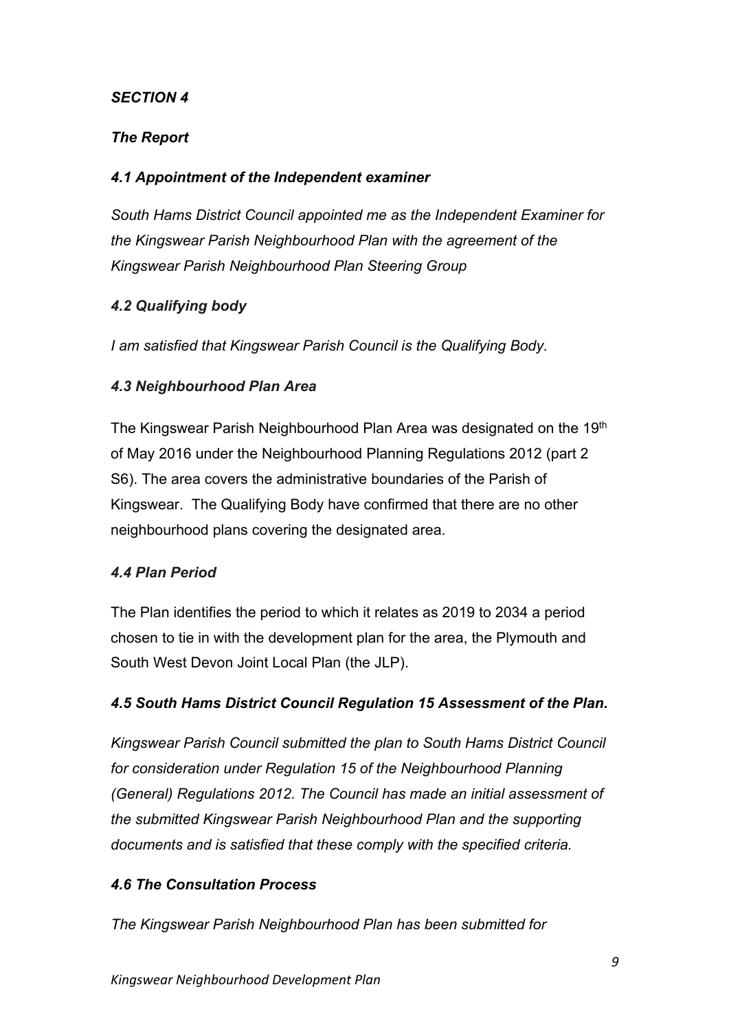## *SECTION 4*

### *The Report*

#### *4.1 Appointment of the Independent examiner*

*South Hams District Council appointed me as the Independent Examiner for the Kingswear Parish Neighbourhood Plan with the agreement of the Kingswear Parish Neighbourhood Plan Steering Group*

#### *4.2 Qualifying body*

*I am satisfied that Kingswear Parish Council is the Qualifying Body.*

#### *4.3 Neighbourhood Plan Area*

The Kingswear Parish Neighbourhood Plan Area was designated on the 19th of May 2016 under the Neighbourhood Planning Regulations 2012 (part 2 S6). The area covers the administrative boundaries of the Parish of Kingswear. The Qualifying Body have confirmed that there are no other neighbourhood plans covering the designated area.

#### *4.4 Plan Period*

The Plan identifies the period to which it relates as 2019 to 2034 a period chosen to tie in with the development plan for the area, the Plymouth and South West Devon Joint Local Plan (the JLP).

#### *4.5 South Hams District Council Regulation 15 Assessment of the Plan.*

*Kingswear Parish Council submitted the plan to South Hams District Council for consideration under Regulation 15 of the Neighbourhood Planning (General) Regulations 2012. The Council has made an initial assessment of the submitted Kingswear Parish Neighbourhood Plan and the supporting documents and is satisfied that these comply with the specified criteria.*

#### *4.6 The Consultation Process*

*The Kingswear Parish Neighbourhood Plan has been submitted for*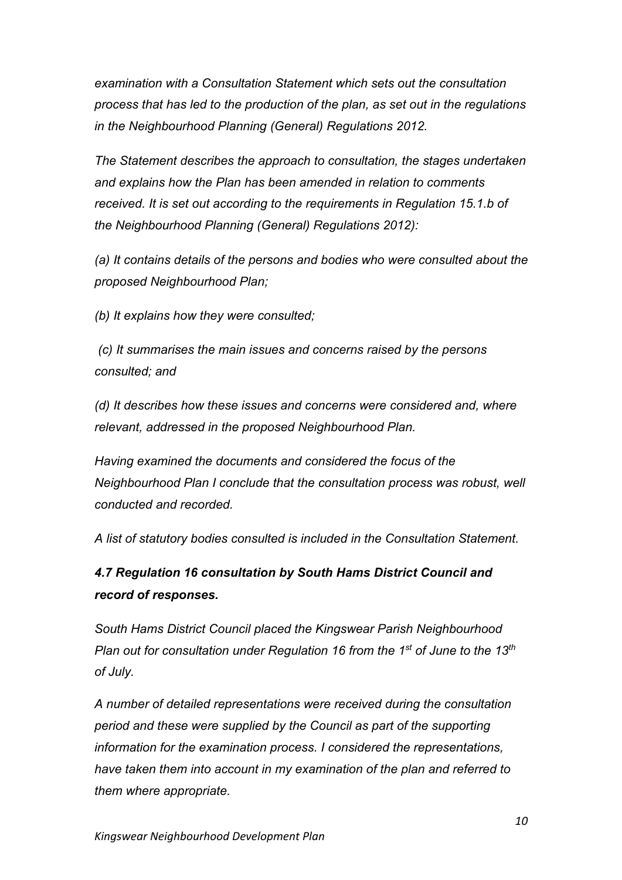*examination with a Consultation Statement which sets out the consultation process that has led to the production of the plan, as set out in the regulations in the Neighbourhood Planning (General) Regulations 2012.*

*The Statement describes the approach to consultation, the stages undertaken and explains how the Plan has been amended in relation to comments received. It is set out according to the requirements in Regulation 15.1.b of the Neighbourhood Planning (General) Regulations 2012):*

*(a) It contains details of the persons and bodies who were consulted about the proposed Neighbourhood Plan;*

*(b) It explains how they were consulted;*

*(c) It summarises the main issues and concerns raised by the persons consulted; and*

*(d) It describes how these issues and concerns were considered and, where relevant, addressed in the proposed Neighbourhood Plan.*

*Having examined the documents and considered the focus of the Neighbourhood Plan I conclude that the consultation process was robust, well conducted and recorded.*

*A list of statutory bodies consulted is included in the Consultation Statement.*

### ***4.7 Regulation 16 consultation by South Hams District Council and record of responses.***

*South Hams District Council placed the Kingswear Parish Neighbourhood Plan out for consultation under Regulation 16 from the 1st of June to the 13th of July.*

*A number of detailed representations were received during the consultation period and these were supplied by the Council as part of the supporting information for the examination process. I considered the representations, have taken them into account in my examination of the plan and referred to them where appropriate.*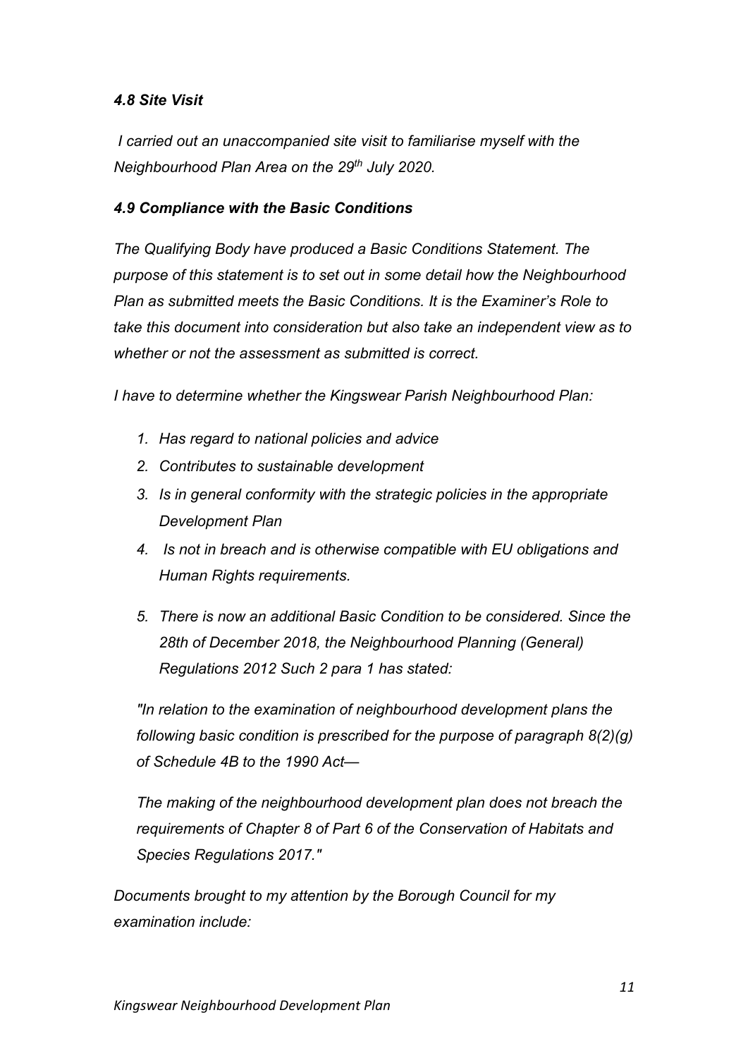### *4.8 Site Visit*

*I carried out an unaccompanied site visit to familiarise myself with the Neighbourhood Plan Area on the 29th July 2020.*

### *4.9 Compliance with the Basic Conditions*

*The Qualifying Body have produced a Basic Conditions Statement. The purpose of this statement is to set out in some detail how the Neighbourhood Plan as submitted meets the Basic Conditions. It is the Examiner's Role to take this document into consideration but also take an independent view as to whether or not the assessment as submitted is correct.*

*I have to determine whether the Kingswear Parish Neighbourhood Plan:*

1. *Has regard to national policies and advice*
2. *Contributes to sustainable development*
3. *Is in general conformity with the strategic policies in the appropriate Development Plan*
4. *Is not in breach and is otherwise compatible with EU obligations and Human Rights requirements.*
5. *There is now an additional Basic Condition to be considered. Since the 28th of December 2018, the Neighbourhood Planning (General) Regulations 2012 Such 2 para 1 has stated:*

   *"In relation to the examination of neighbourhood development plans the following basic condition is prescribed for the purpose of paragraph 8(2)(g) of Schedule 4B to the 1990 Act—*

   *The making of the neighbourhood development plan does not breach the requirements of Chapter 8 of Part 6 of the Conservation of Habitats and Species Regulations 2017."*

*Documents brought to my attention by the Borough Council for my examination include:*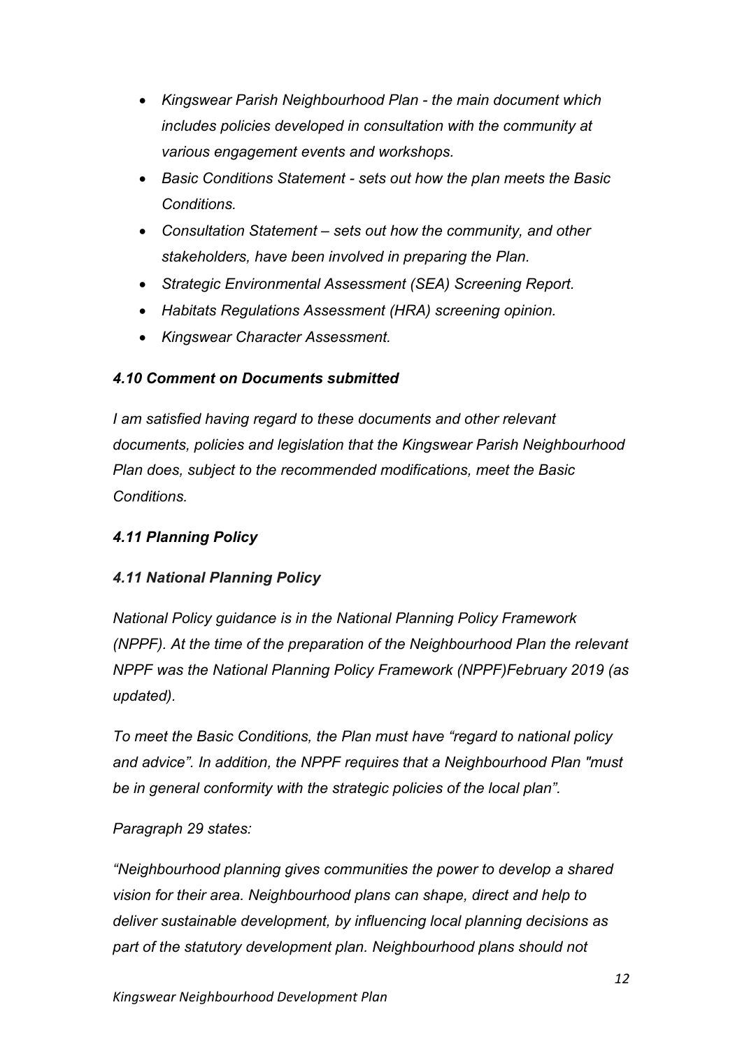- *Kingswear Parish Neighbourhood Plan - the main document which includes policies developed in consultation with the community at various engagement events and workshops.*
- *Basic Conditions Statement - sets out how the plan meets the Basic Conditions.*
- *Consultation Statement – sets out how the community, and other stakeholders, have been involved in preparing the Plan.*
- *Strategic Environmental Assessment (SEA) Screening Report.*
- *Habitats Regulations Assessment (HRA) screening opinion.*
- *Kingswear Character Assessment.*

### *4.10 Comment on Documents submitted*

*I am satisfied having regard to these documents and other relevant documents, policies and legislation that the Kingswear Parish Neighbourhood Plan does, subject to the recommended modifications, meet the Basic Conditions.*

### *4.11 Planning Policy*

### *4.11 National Planning Policy*

*National Policy guidance is in the National Planning Policy Framework (NPPF). At the time of the preparation of the Neighbourhood Plan the relevant NPPF was the National Planning Policy Framework (NPPF)February 2019 (as updated).*

*To meet the Basic Conditions, the Plan must have "regard to national policy and advice". In addition, the NPPF requires that a Neighbourhood Plan "must be in general conformity with the strategic policies of the local plan".*

*Paragraph 29 states:*

*"Neighbourhood planning gives communities the power to develop a shared vision for their area. Neighbourhood plans can shape, direct and help to deliver sustainable development, by influencing local planning decisions as part of the statutory development plan. Neighbourhood plans should not*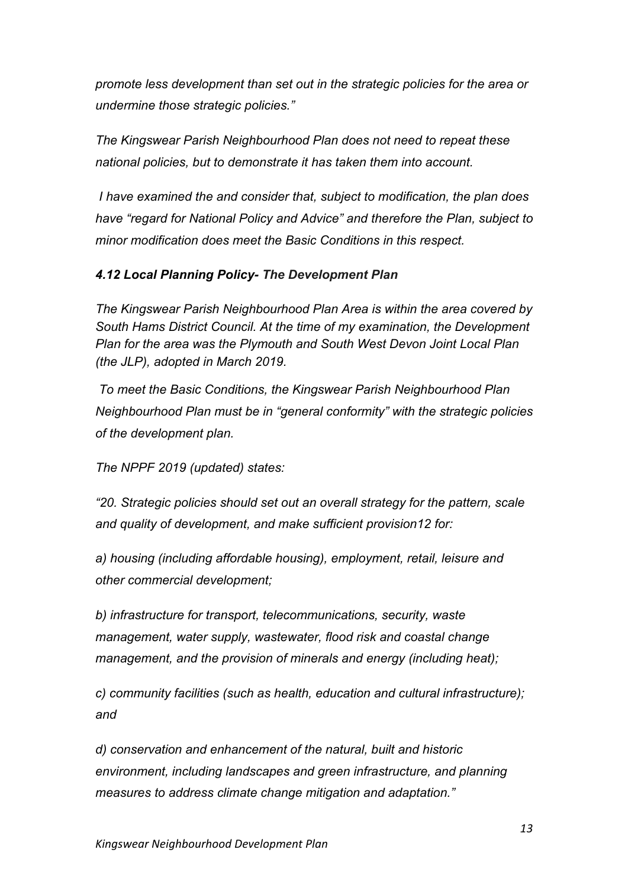*promote less development than set out in the strategic policies for the area or undermine those strategic policies."*

*The Kingswear Parish Neighbourhood Plan does not need to repeat these national policies, but to demonstrate it has taken them into account.*

*I have examined the and consider that, subject to modification, the plan does have "regard for National Policy and Advice" and therefore the Plan, subject to minor modification does meet the Basic Conditions in this respect.*

### *4.12 Local Planning Policy- The Development Plan*

*The Kingswear Parish Neighbourhood Plan Area is within the area covered by South Hams District Council. At the time of my examination, the Development Plan for the area was the Plymouth and South West Devon Joint Local Plan (the JLP), adopted in March 2019.*

*To meet the Basic Conditions, the Kingswear Parish Neighbourhood Plan Neighbourhood Plan must be in "general conformity" with the strategic policies of the development plan.*

*The NPPF 2019 (updated) states:*

*"20. Strategic policies should set out an overall strategy for the pattern, scale and quality of development, and make sufficient provision12 for:*

*a) housing (including affordable housing), employment, retail, leisure and other commercial development;*

*b) infrastructure for transport, telecommunications, security, waste management, water supply, wastewater, flood risk and coastal change management, and the provision of minerals and energy (including heat);*

*c) community facilities (such as health, education and cultural infrastructure); and*

*d) conservation and enhancement of the natural, built and historic environment, including landscapes and green infrastructure, and planning measures to address climate change mitigation and adaptation."*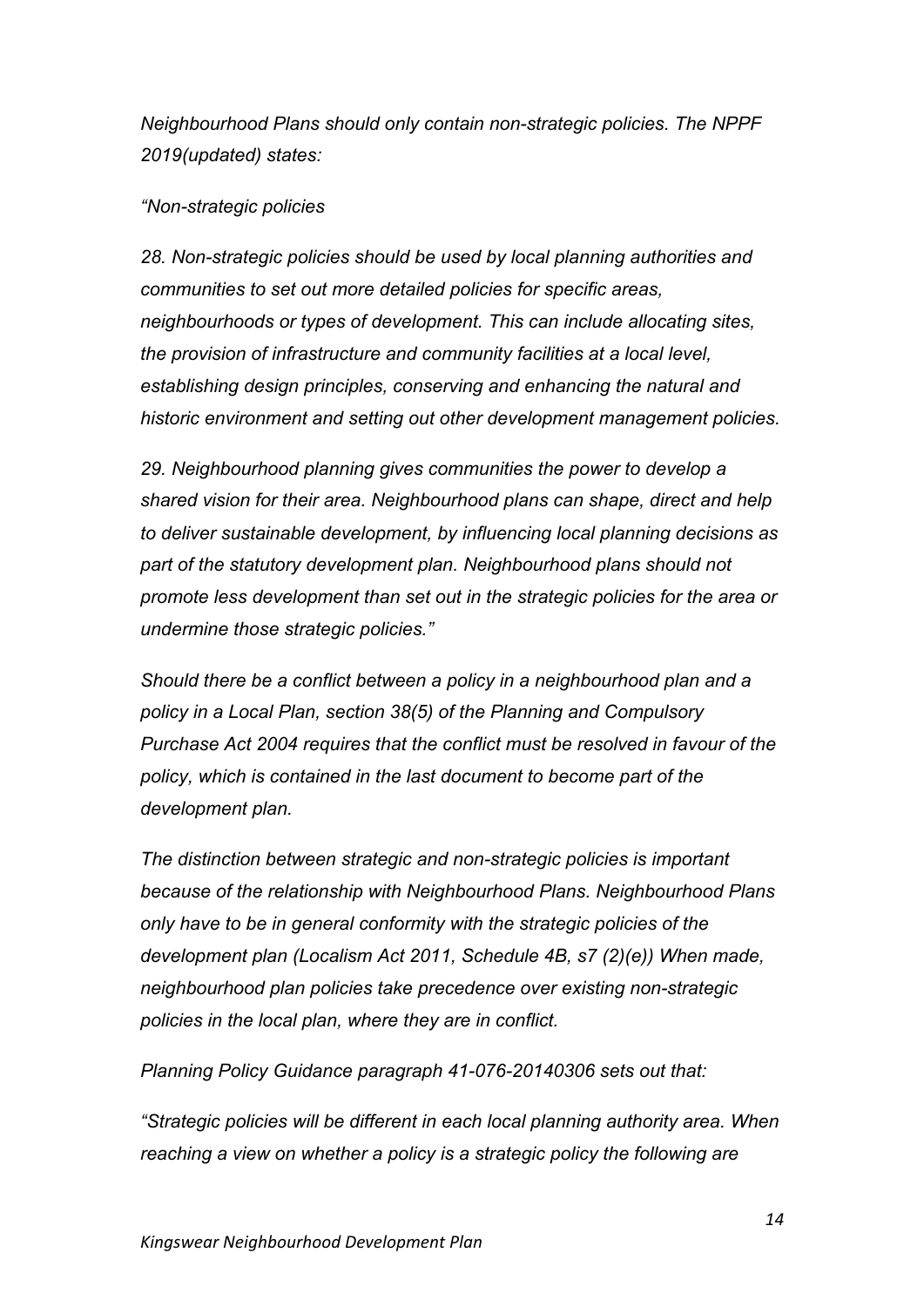*Neighbourhood Plans should only contain non-strategic policies. The NPPF 2019(updated) states:*

*"Non-strategic policies*

*28. Non-strategic policies should be used by local planning authorities and communities to set out more detailed policies for specific areas, neighbourhoods or types of development. This can include allocating sites, the provision of infrastructure and community facilities at a local level, establishing design principles, conserving and enhancing the natural and historic environment and setting out other development management policies.*

*29. Neighbourhood planning gives communities the power to develop a shared vision for their area. Neighbourhood plans can shape, direct and help to deliver sustainable development, by influencing local planning decisions as part of the statutory development plan. Neighbourhood plans should not promote less development than set out in the strategic policies for the area or undermine those strategic policies."*

*Should there be a conflict between a policy in a neighbourhood plan and a policy in a Local Plan, section 38(5) of the Planning and Compulsory Purchase Act 2004 requires that the conflict must be resolved in favour of the policy, which is contained in the last document to become part of the development plan.*

*The distinction between strategic and non-strategic policies is important because of the relationship with Neighbourhood Plans. Neighbourhood Plans only have to be in general conformity with the strategic policies of the development plan (Localism Act 2011, Schedule 4B, s7 (2)(e)) When made, neighbourhood plan policies take precedence over existing non-strategic policies in the local plan, where they are in conflict.*

*Planning Policy Guidance paragraph 41-076-20140306 sets out that:*

*"Strategic policies will be different in each local planning authority area. When reaching a view on whether a policy is a strategic policy the following are*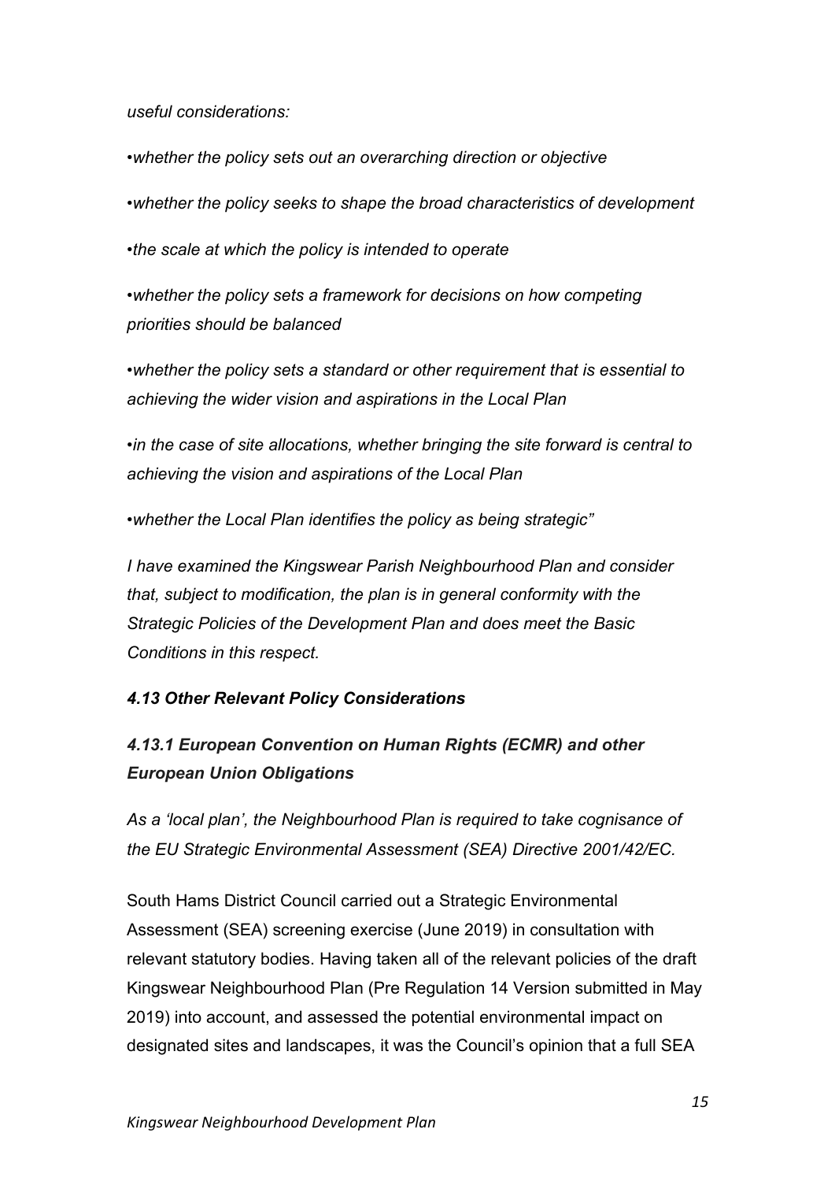*useful considerations:*

*•whether the policy sets out an overarching direction or objective*

*•whether the policy seeks to shape the broad characteristics of development*

*•the scale at which the policy is intended to operate*

*•whether the policy sets a framework for decisions on how competing priorities should be balanced*

*•whether the policy sets a standard or other requirement that is essential to achieving the wider vision and aspirations in the Local Plan*

*•in the case of site allocations, whether bringing the site forward is central to achieving the vision and aspirations of the Local Plan*

*•whether the Local Plan identifies the policy as being strategic"*

*I have examined the Kingswear Parish Neighbourhood Plan and consider that, subject to modification, the plan is in general conformity with the Strategic Policies of the Development Plan and does meet the Basic Conditions in this respect.*

### *4.13 Other Relevant Policy Considerations*

#### *4.13.1 European Convention on Human Rights (ECMR) and other European Union Obligations*

*As a 'local plan', the Neighbourhood Plan is required to take cognisance of the EU Strategic Environmental Assessment (SEA) Directive 2001/42/EC.*

South Hams District Council carried out a Strategic Environmental Assessment (SEA) screening exercise (June 2019) in consultation with relevant statutory bodies. Having taken all of the relevant policies of the draft Kingswear Neighbourhood Plan (Pre Regulation 14 Version submitted in May 2019) into account, and assessed the potential environmental impact on designated sites and landscapes, it was the Council's opinion that a full SEA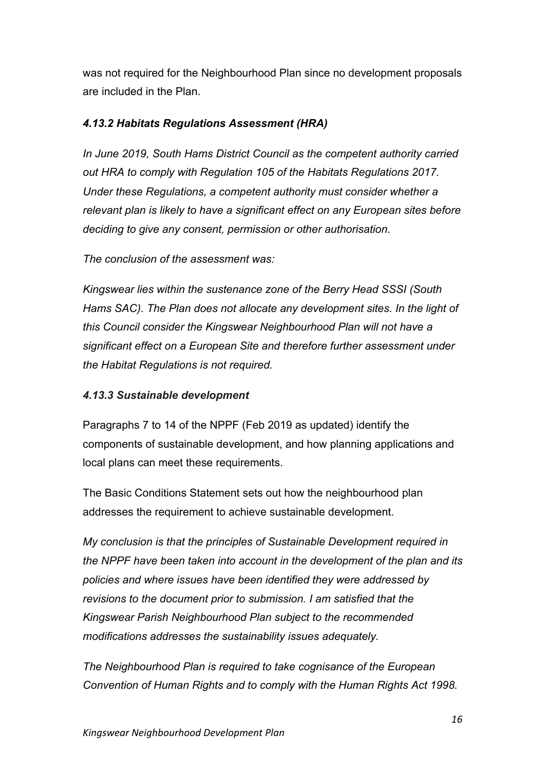was not required for the Neighbourhood Plan since no development proposals are included in the Plan.

### *4.13.2 Habitats Regulations Assessment (HRA)*

*In June 2019, South Hams District Council as the competent authority carried out HRA to comply with Regulation 105 of the Habitats Regulations 2017. Under these Regulations, a competent authority must consider whether a relevant plan is likely to have a significant effect on any European sites before deciding to give any consent, permission or other authorisation.*

*The conclusion of the assessment was:*

*Kingswear lies within the sustenance zone of the Berry Head SSSI (South Hams SAC). The Plan does not allocate any development sites. In the light of this Council consider the Kingswear Neighbourhood Plan will not have a significant effect on a European Site and therefore further assessment under the Habitat Regulations is not required.*

### *4.13.3 Sustainable development*

Paragraphs 7 to 14 of the NPPF (Feb 2019 as updated) identify the components of sustainable development, and how planning applications and local plans can meet these requirements.

The Basic Conditions Statement sets out how the neighbourhood plan addresses the requirement to achieve sustainable development.

*My conclusion is that the principles of Sustainable Development required in the NPPF have been taken into account in the development of the plan and its policies and where issues have been identified they were addressed by revisions to the document prior to submission. I am satisfied that the Kingswear Parish Neighbourhood Plan subject to the recommended modifications addresses the sustainability issues adequately.*

*The Neighbourhood Plan is required to take cognisance of the European Convention of Human Rights and to comply with the Human Rights Act 1998.*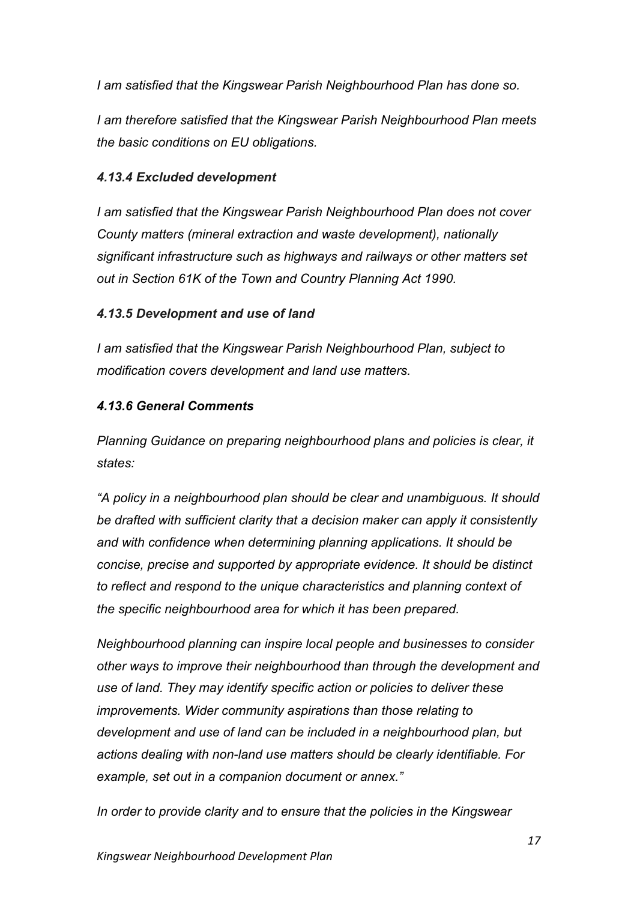*I am satisfied that the Kingswear Parish Neighbourhood Plan has done so.*

*I am therefore satisfied that the Kingswear Parish Neighbourhood Plan meets the basic conditions on EU obligations.*

#### *4.13.4 Excluded development*

*I am satisfied that the Kingswear Parish Neighbourhood Plan does not cover County matters (mineral extraction and waste development), nationally significant infrastructure such as highways and railways or other matters set out in Section 61K of the Town and Country Planning Act 1990.*

#### *4.13.5 Development and use of land*

*I am satisfied that the Kingswear Parish Neighbourhood Plan, subject to modification covers development and land use matters.*

#### *4.13.6 General Comments*

*Planning Guidance on preparing neighbourhood plans and policies is clear, it states:*

*"A policy in a neighbourhood plan should be clear and unambiguous. It should be drafted with sufficient clarity that a decision maker can apply it consistently and with confidence when determining planning applications. It should be concise, precise and supported by appropriate evidence. It should be distinct to reflect and respond to the unique characteristics and planning context of the specific neighbourhood area for which it has been prepared.*

*Neighbourhood planning can inspire local people and businesses to consider other ways to improve their neighbourhood than through the development and use of land. They may identify specific action or policies to deliver these improvements. Wider community aspirations than those relating to development and use of land can be included in a neighbourhood plan, but actions dealing with non-land use matters should be clearly identifiable. For example, set out in a companion document or annex."*

*In order to provide clarity and to ensure that the policies in the Kingswear*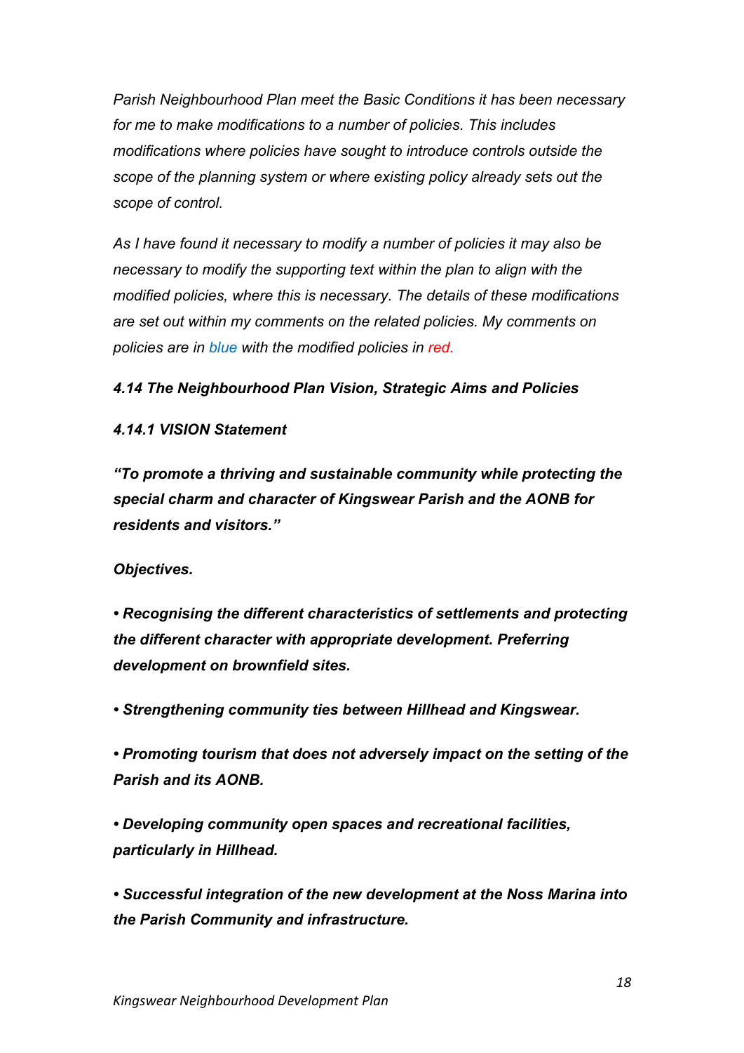*Parish Neighbourhood Plan meet the Basic Conditions it has been necessary for me to make modifications to a number of policies. This includes modifications where policies have sought to introduce controls outside the scope of the planning system or where existing policy already sets out the scope of control.*

*As I have found it necessary to modify a number of policies it may also be necessary to modify the supporting text within the plan to align with the modified policies, where this is necessary. The details of these modifications are set out within my comments on the related policies. My comments on policies are in blue with the modified policies in red.*

***4.14 The Neighbourhood Plan Vision, Strategic Aims and Policies***

***4.14.1 VISION Statement***

***"To promote a thriving and sustainable community while protecting the special charm and character of Kingswear Parish and the AONB for residents and visitors."***

***Objectives.***

- ***Recognising the different characteristics of settlements and protecting the different character with appropriate development. Preferring development on brownfield sites.***
- ***Strengthening community ties between Hillhead and Kingswear.***
- ***Promoting tourism that does not adversely impact on the setting of the Parish and its AONB.***
- ***Developing community open spaces and recreational facilities, particularly in Hillhead.***
- ***Successful integration of the new development at the Noss Marina into the Parish Community and infrastructure.***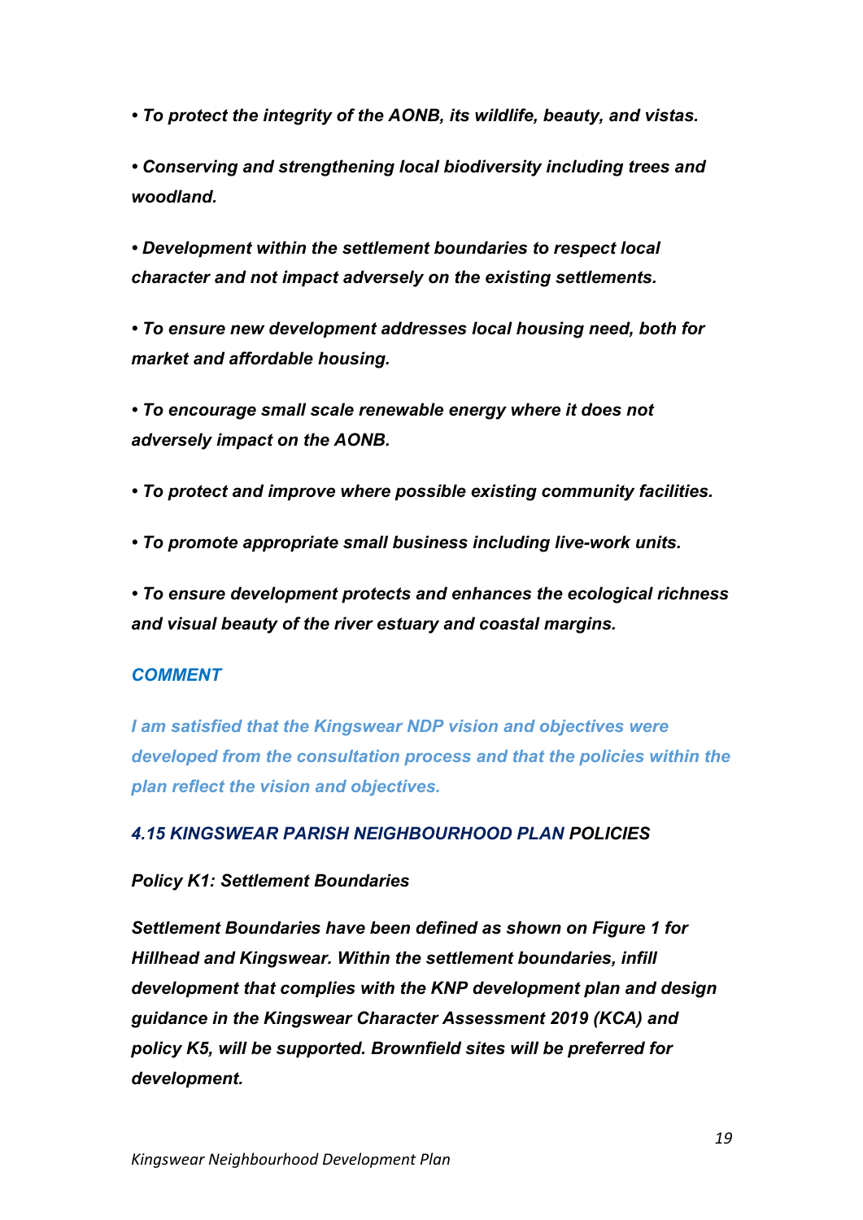*• To protect the integrity of the AONB, its wildlife, beauty, and vistas.*

*• Conserving and strengthening local biodiversity including trees and woodland.*

*• Development within the settlement boundaries to respect local character and not impact adversely on the existing settlements.*

*• To ensure new development addresses local housing need, both for market and affordable housing.*

*• To encourage small scale renewable energy where it does not adversely impact on the AONB.*

*• To protect and improve where possible existing community facilities.*

*• To promote appropriate small business including live-work units.*

*• To ensure development protects and enhances the ecological richness and visual beauty of the river estuary and coastal margins.*

***COMMENT***

***I am satisfied that the Kingswear NDP vision and objectives were developed from the consultation process and that the policies within the plan reflect the vision and objectives.***

### *4.15 KINGSWEAR PARISH NEIGHBOURHOOD PLAN POLICIES*

***Policy K1: Settlement Boundaries***

***Settlement Boundaries have been defined as shown on Figure 1 for Hillhead and Kingswear. Within the settlement boundaries, infill development that complies with the KNP development plan and design guidance in the Kingswear Character Assessment 2019 (KCA) and policy K5, will be supported. Brownfield sites will be preferred for development.***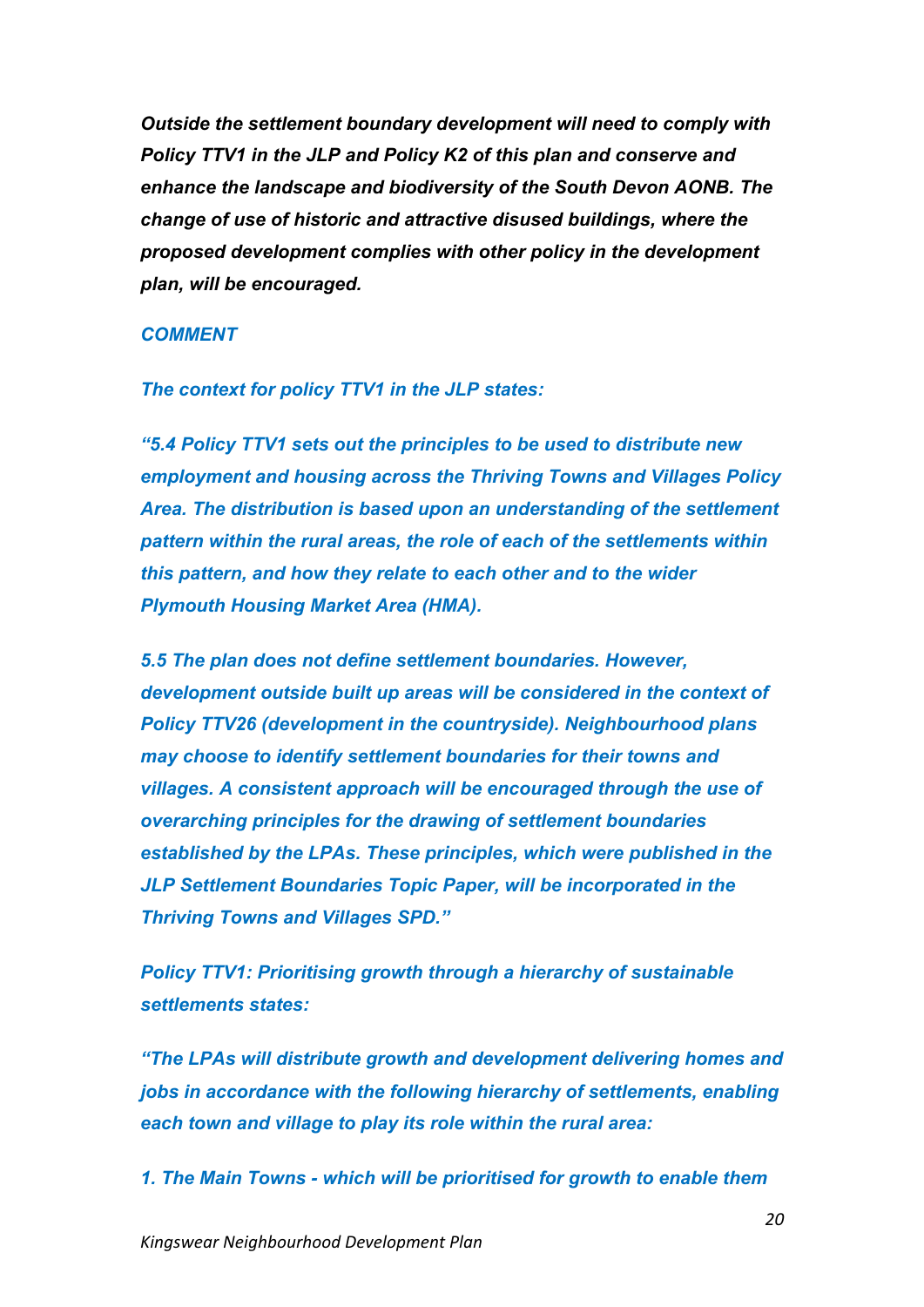***Outside the settlement boundary development will need to comply with Policy TTV1 in the JLP and Policy K2 of this plan and conserve and enhance the landscape and biodiversity of the South Devon AONB. The change of use of historic and attractive disused buildings, where the proposed development complies with other policy in the development plan, will be encouraged.***

***COMMENT***

***The context for policy TTV1 in the JLP states:***

***"5.4 Policy TTV1 sets out the principles to be used to distribute new employment and housing across the Thriving Towns and Villages Policy Area. The distribution is based upon an understanding of the settlement pattern within the rural areas, the role of each of the settlements within this pattern, and how they relate to each other and to the wider Plymouth Housing Market Area (HMA).***

***5.5 The plan does not define settlement boundaries. However, development outside built up areas will be considered in the context of Policy TTV26 (development in the countryside). Neighbourhood plans may choose to identify settlement boundaries for their towns and villages. A consistent approach will be encouraged through the use of overarching principles for the drawing of settlement boundaries established by the LPAs. These principles, which were published in the JLP Settlement Boundaries Topic Paper, will be incorporated in the Thriving Towns and Villages SPD."***

***Policy TTV1: Prioritising growth through a hierarchy of sustainable settlements states:***

***"The LPAs will distribute growth and development delivering homes and jobs in accordance with the following hierarchy of settlements, enabling each town and village to play its role within the rural area:***

***1. The Main Towns - which will be prioritised for growth to enable them***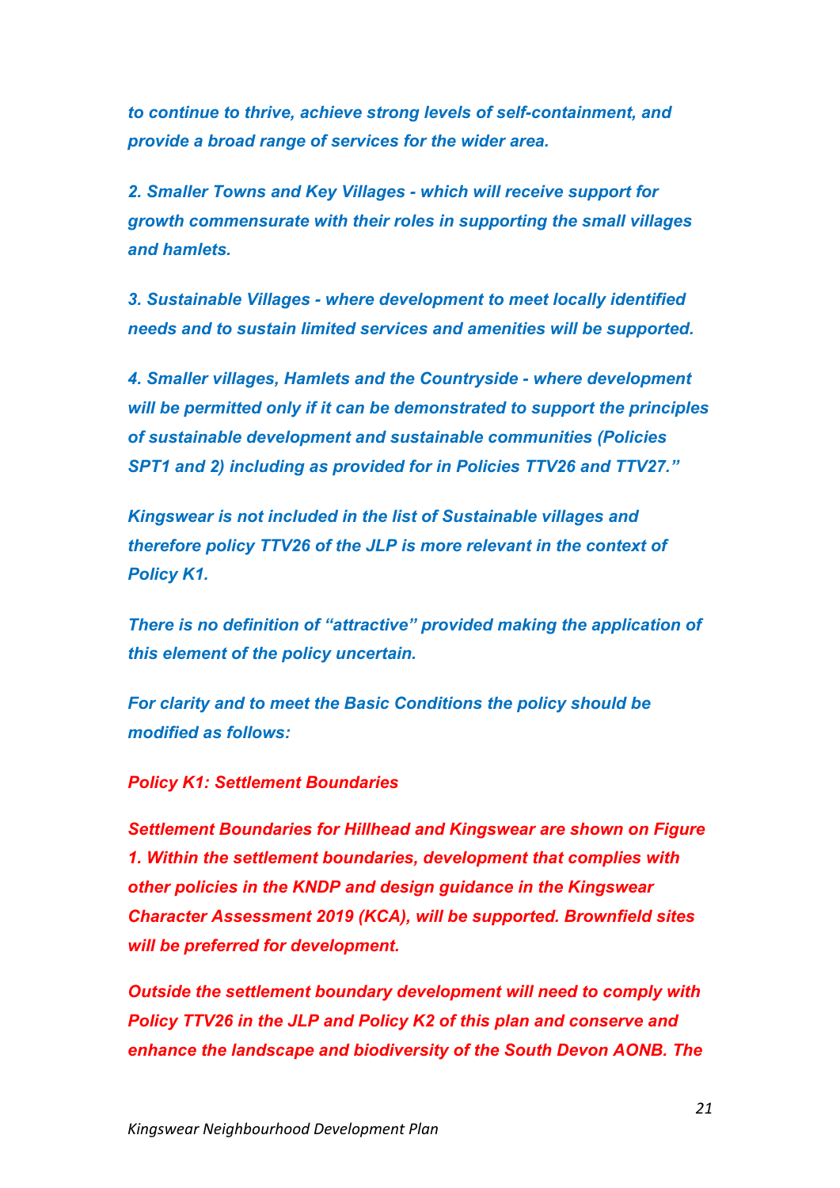*to continue to thrive, achieve strong levels of self-containment, and provide a broad range of services for the wider area.*

***2. Smaller Towns and Key Villages - which will receive support for growth commensurate with their roles in supporting the small villages and hamlets.***

***3. Sustainable Villages - where development to meet locally identified needs and to sustain limited services and amenities will be supported.***

***4. Smaller villages, Hamlets and the Countryside - where development will be permitted only if it can be demonstrated to support the principles of sustainable development and sustainable communities (Policies SPT1 and 2) including as provided for in Policies TTV26 and TTV27."***

***Kingswear is not included in the list of Sustainable villages and therefore policy TTV26 of the JLP is more relevant in the context of Policy K1.***

***There is no definition of "attractive" provided making the application of this element of the policy uncertain.***

***For clarity and to meet the Basic Conditions the policy should be modified as follows:***

***Policy K1: Settlement Boundaries***

***Settlement Boundaries for Hillhead and Kingswear are shown on Figure 1. Within the settlement boundaries, development that complies with other policies in the KNDP and design guidance in the Kingswear Character Assessment 2019 (KCA), will be supported. Brownfield sites will be preferred for development.***

***Outside the settlement boundary development will need to comply with Policy TTV26 in the JLP and Policy K2 of this plan and conserve and enhance the landscape and biodiversity of the South Devon AONB. The***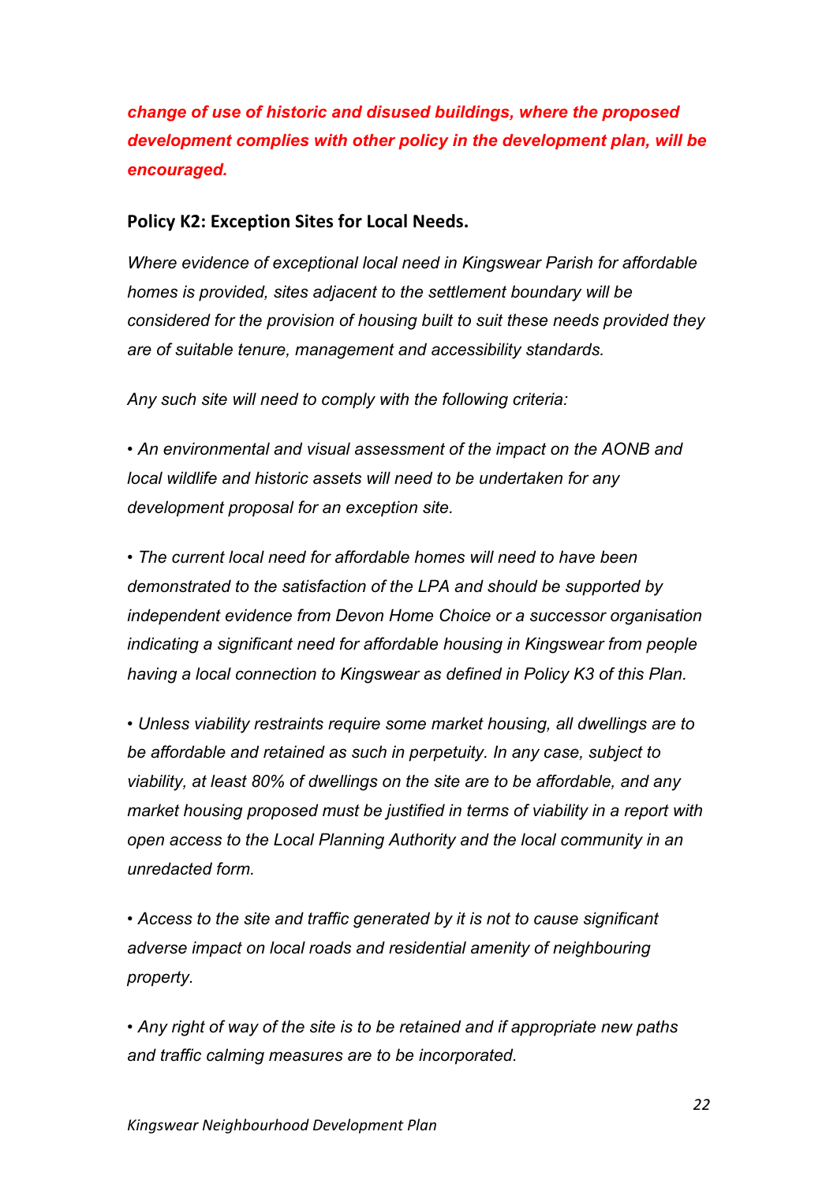***change of use of historic and disused buildings, where the proposed development complies with other policy in the development plan, will be encouraged.***

**Policy K2: Exception Sites for Local Needs.**

*Where evidence of exceptional local need in Kingswear Parish for affordable homes is provided, sites adjacent to the settlement boundary will be considered for the provision of housing built to suit these needs provided they are of suitable tenure, management and accessibility standards.*

*Any such site will need to comply with the following criteria:*

- *An environmental and visual assessment of the impact on the AONB and local wildlife and historic assets will need to be undertaken for any development proposal for an exception site.*

- *The current local need for affordable homes will need to have been demonstrated to the satisfaction of the LPA and should be supported by independent evidence from Devon Home Choice or a successor organisation indicating a significant need for affordable housing in Kingswear from people having a local connection to Kingswear as defined in Policy K3 of this Plan.*

- *Unless viability restraints require some market housing, all dwellings are to be affordable and retained as such in perpetuity. In any case, subject to viability, at least 80% of dwellings on the site are to be affordable, and any market housing proposed must be justified in terms of viability in a report with open access to the Local Planning Authority and the local community in an unredacted form.*

- *Access to the site and traffic generated by it is not to cause significant adverse impact on local roads and residential amenity of neighbouring property.*

- *Any right of way of the site is to be retained and if appropriate new paths and traffic calming measures are to be incorporated.*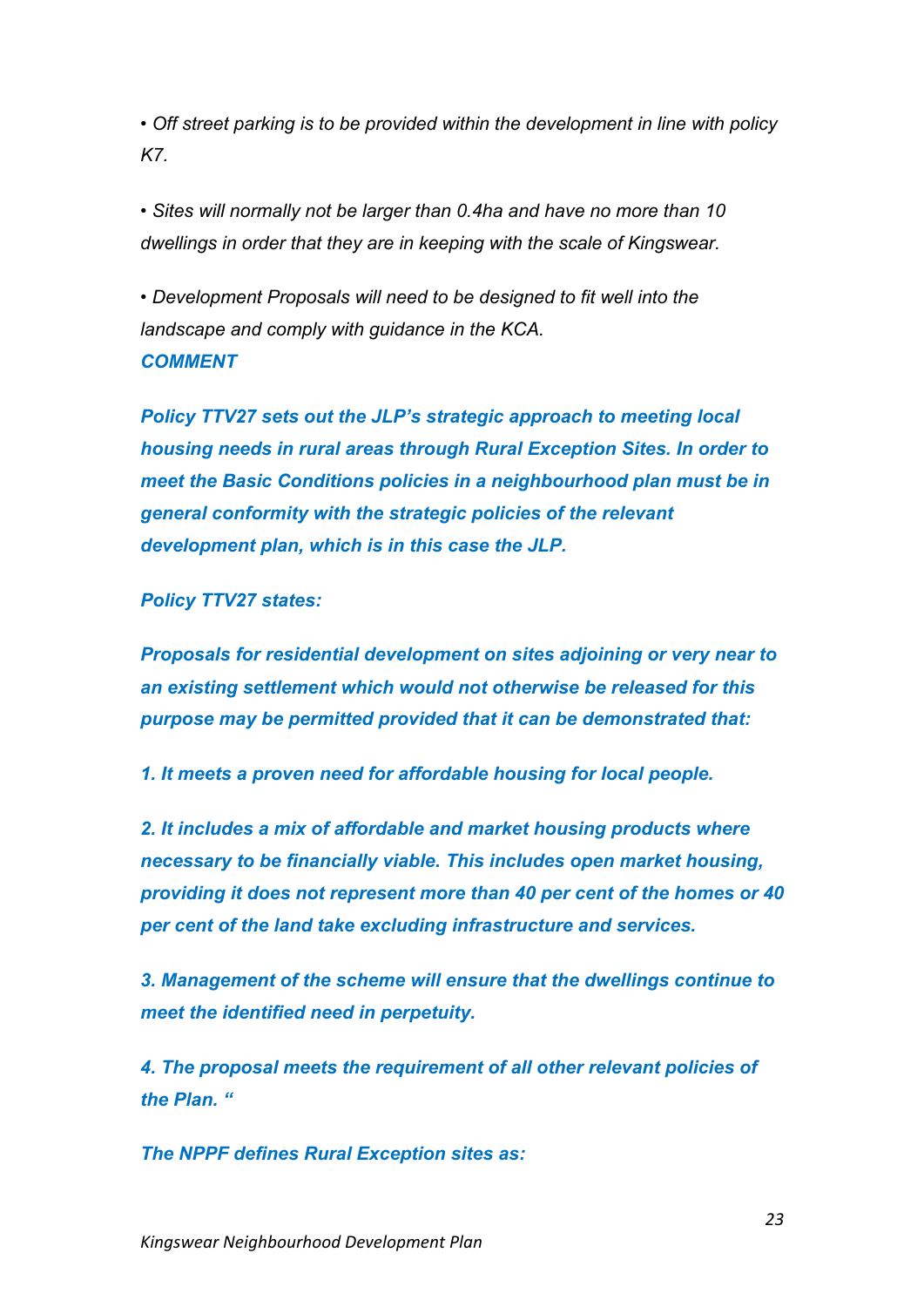*• Off street parking is to be provided within the development in line with policy K7.*

*• Sites will normally not be larger than 0.4ha and have no more than 10 dwellings in order that they are in keeping with the scale of Kingswear.*

*• Development Proposals will need to be designed to fit well into the landscape and comply with guidance in the KCA.*

***COMMENT***

***Policy TTV27 sets out the JLP's strategic approach to meeting local housing needs in rural areas through Rural Exception Sites. In order to meet the Basic Conditions policies in a neighbourhood plan must be in general conformity with the strategic policies of the relevant development plan, which is in this case the JLP.***

***Policy TTV27 states:***

***Proposals for residential development on sites adjoining or very near to an existing settlement which would not otherwise be released for this purpose may be permitted provided that it can be demonstrated that:***

***1. It meets a proven need for affordable housing for local people.***

***2. It includes a mix of affordable and market housing products where necessary to be financially viable. This includes open market housing, providing it does not represent more than 40 per cent of the homes or 40 per cent of the land take excluding infrastructure and services.***

***3. Management of the scheme will ensure that the dwellings continue to meet the identified need in perpetuity.***

***4. The proposal meets the requirement of all other relevant policies of the Plan. "***

***The NPPF defines Rural Exception sites as:***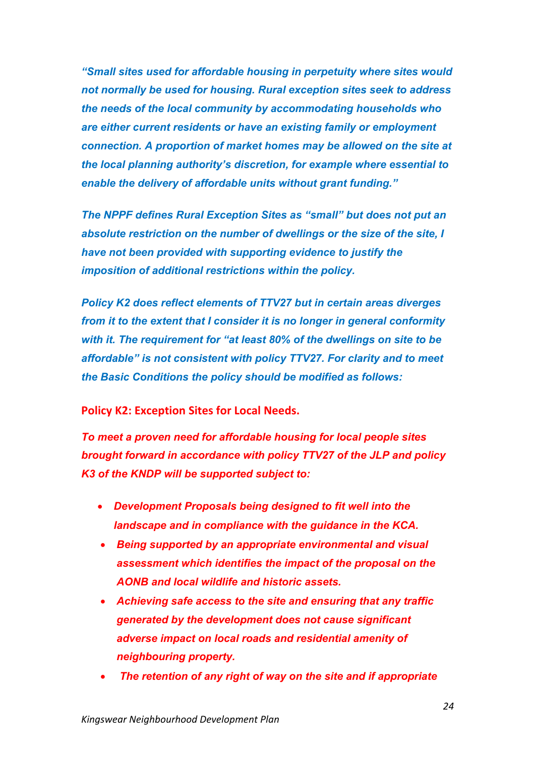*"Small sites used for affordable housing in perpetuity where sites would not normally be used for housing. Rural exception sites seek to address the needs of the local community by accommodating households who are either current residents or have an existing family or employment connection. A proportion of market homes may be allowed on the site at the local planning authority's discretion, for example where essential to enable the delivery of affordable units without grant funding."*

*The NPPF defines Rural Exception Sites as "small" but does not put an absolute restriction on the number of dwellings or the size of the site, I have not been provided with supporting evidence to justify the imposition of additional restrictions within the policy.*

*Policy K2 does reflect elements of TTV27 but in certain areas diverges from it to the extent that I consider it is no longer in general conformity with it. The requirement for "at least 80% of the dwellings on site to be affordable" is not consistent with policy TTV27. For clarity and to meet the Basic Conditions the policy should be modified as follows:*

**Policy K2: Exception Sites for Local Needs.**

***To meet a proven need for affordable housing for local people sites brought forward in accordance with policy TTV27 of the JLP and policy K3 of the KNDP will be supported subject to:***

- ***Development Proposals being designed to fit well into the landscape and in compliance with the guidance in the KCA.***
- ***Being supported by an appropriate environmental and visual assessment which identifies the impact of the proposal on the AONB and local wildlife and historic assets.***
- ***Achieving safe access to the site and ensuring that any traffic generated by the development does not cause significant adverse impact on local roads and residential amenity of neighbouring property.***
- ***The retention of any right of way on the site and if appropriate***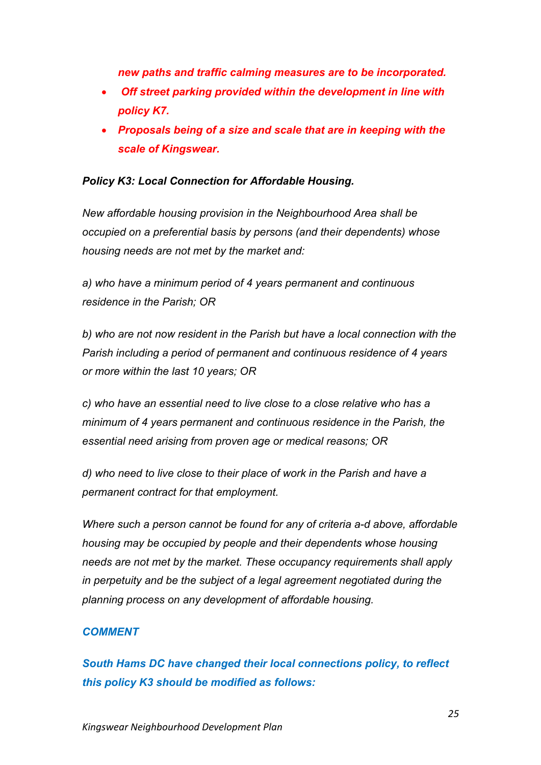***new paths and traffic calming measures are to be incorporated.***

- ***Off street parking provided within the development in line with policy K7.***
- ***Proposals being of a size and scale that are in keeping with the scale of Kingswear.***

***Policy K3: Local Connection for Affordable Housing.***

*New affordable housing provision in the Neighbourhood Area shall be occupied on a preferential basis by persons (and their dependents) whose housing needs are not met by the market and:*

*a) who have a minimum period of 4 years permanent and continuous residence in the Parish; OR*

*b) who are not now resident in the Parish but have a local connection with the Parish including a period of permanent and continuous residence of 4 years or more within the last 10 years; OR*

*c) who have an essential need to live close to a close relative who has a minimum of 4 years permanent and continuous residence in the Parish, the essential need arising from proven age or medical reasons; OR*

*d) who need to live close to their place of work in the Parish and have a permanent contract for that employment.*

*Where such a person cannot be found for any of criteria a-d above, affordable housing may be occupied by people and their dependents whose housing needs are not met by the market. These occupancy requirements shall apply in perpetuity and be the subject of a legal agreement negotiated during the planning process on any development of affordable housing.*

***COMMENT***

***South Hams DC have changed their local connections policy, to reflect this policy K3 should be modified as follows:***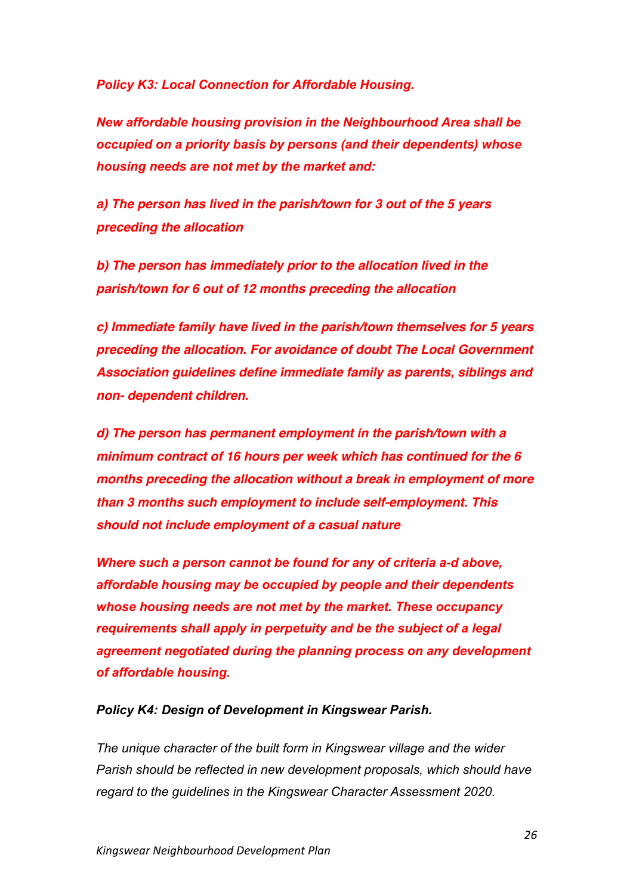***Policy K3: Local Connection for Affordable Housing.***

***New affordable housing provision in the Neighbourhood Area shall be occupied on a priority basis by persons (and their dependents) whose housing needs are not met by the market and:***

***a) The person has lived in the parish/town for 3 out of the 5 years preceding the allocation***

***b) The person has immediately prior to the allocation lived in the parish/town for 6 out of 12 months preceding the allocation***

***c) Immediate family have lived in the parish/town themselves for 5 years preceding the allocation. For avoidance of doubt The Local Government Association guidelines define immediate family as parents, siblings and non- dependent children.***

***d) The person has permanent employment in the parish/town with a minimum contract of 16 hours per week which has continued for the 6 months preceding the allocation without a break in employment of more than 3 months such employment to include self-employment. This should not include employment of a casual nature***

***Where such a person cannot be found for any of criteria a-d above, affordable housing may be occupied by people and their dependents whose housing needs are not met by the market. These occupancy requirements shall apply in perpetuity and be the subject of a legal agreement negotiated during the planning process on any development of affordable housing.***

***Policy K4: Design of Development in Kingswear Parish.***

*The unique character of the built form in Kingswear village and the wider Parish should be reflected in new development proposals, which should have regard to the guidelines in the Kingswear Character Assessment 2020.*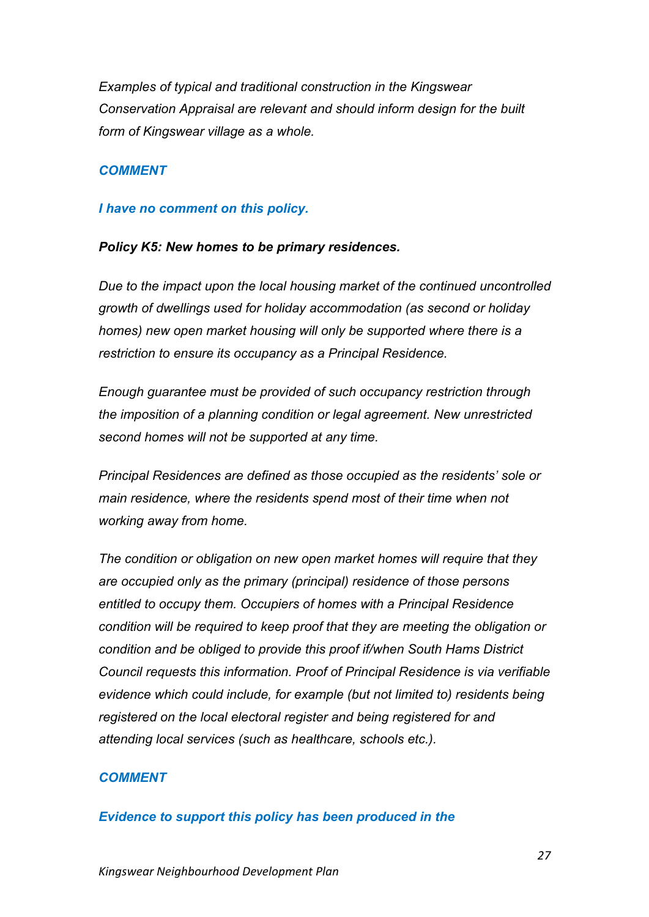*Examples of typical and traditional construction in the Kingswear Conservation Appraisal are relevant and should inform design for the built form of Kingswear village as a whole.*

***COMMENT***

***I have no comment on this policy.***

***Policy K5: New homes to be primary residences.***

*Due to the impact upon the local housing market of the continued uncontrolled growth of dwellings used for holiday accommodation (as second or holiday homes) new open market housing will only be supported where there is a restriction to ensure its occupancy as a Principal Residence.*

*Enough guarantee must be provided of such occupancy restriction through the imposition of a planning condition or legal agreement. New unrestricted second homes will not be supported at any time.*

*Principal Residences are defined as those occupied as the residents' sole or main residence, where the residents spend most of their time when not working away from home.*

*The condition or obligation on new open market homes will require that they are occupied only as the primary (principal) residence of those persons entitled to occupy them. Occupiers of homes with a Principal Residence condition will be required to keep proof that they are meeting the obligation or condition and be obliged to provide this proof if/when South Hams District Council requests this information. Proof of Principal Residence is via verifiable evidence which could include, for example (but not limited to) residents being registered on the local electoral register and being registered for and attending local services (such as healthcare, schools etc.).*

***COMMENT***

***Evidence to support this policy has been produced in the***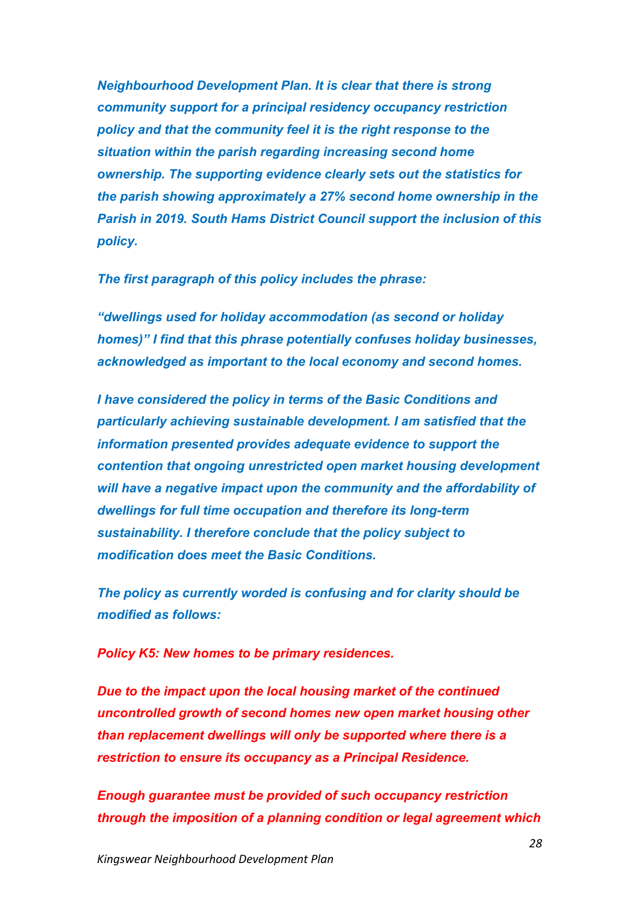***Neighbourhood Development Plan. It is clear that there is strong community support for a principal residency occupancy restriction policy and that the community feel it is the right response to the situation within the parish regarding increasing second home ownership. The supporting evidence clearly sets out the statistics for the parish showing approximately a 27% second home ownership in the Parish in 2019. South Hams District Council support the inclusion of this policy.***

***The first paragraph of this policy includes the phrase:***

***"dwellings used for holiday accommodation (as second or holiday homes)" I find that this phrase potentially confuses holiday businesses, acknowledged as important to the local economy and second homes.***

***I have considered the policy in terms of the Basic Conditions and particularly achieving sustainable development. I am satisfied that the information presented provides adequate evidence to support the contention that ongoing unrestricted open market housing development will have a negative impact upon the community and the affordability of dwellings for full time occupation and therefore its long-term sustainability. I therefore conclude that the policy subject to modification does meet the Basic Conditions.***

***The policy as currently worded is confusing and for clarity should be modified as follows:***

***Policy K5: New homes to be primary residences.***

***Due to the impact upon the local housing market of the continued uncontrolled growth of second homes new open market housing other than replacement dwellings will only be supported where there is a restriction to ensure its occupancy as a Principal Residence.***

***Enough guarantee must be provided of such occupancy restriction through the imposition of a planning condition or legal agreement which***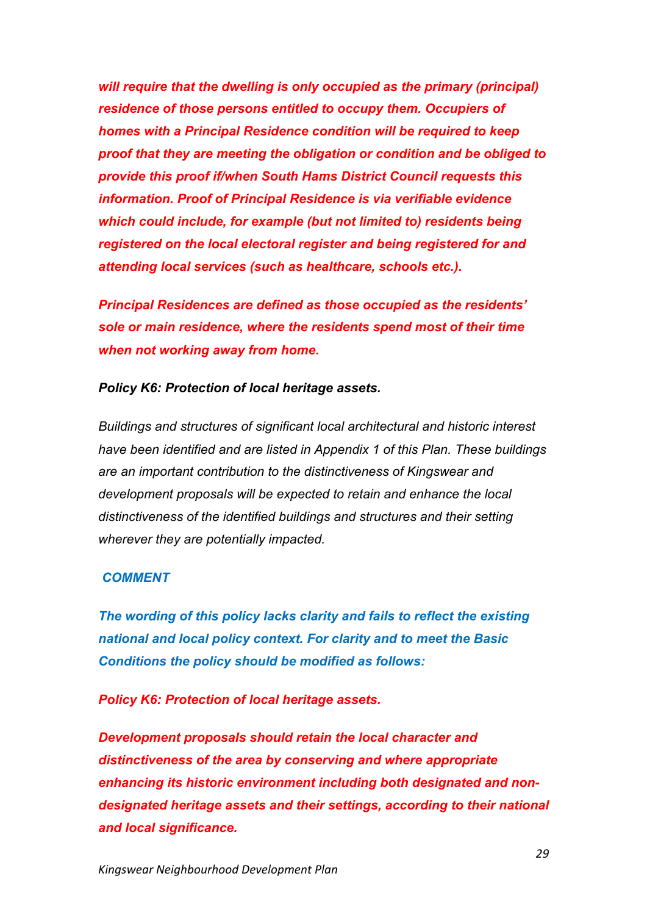***will require that the dwelling is only occupied as the primary (principal) residence of those persons entitled to occupy them. Occupiers of homes with a Principal Residence condition will be required to keep proof that they are meeting the obligation or condition and be obliged to provide this proof if/when South Hams District Council requests this information. Proof of Principal Residence is via verifiable evidence which could include, for example (but not limited to) residents being registered on the local electoral register and being registered for and attending local services (such as healthcare, schools etc.).***

***Principal Residences are defined as those occupied as the residents' sole or main residence, where the residents spend most of their time when not working away from home.***

***Policy K6: Protection of local heritage assets.***

*Buildings and structures of significant local architectural and historic interest have been identified and are listed in Appendix 1 of this Plan. These buildings are an important contribution to the distinctiveness of Kingswear and development proposals will be expected to retain and enhance the local distinctiveness of the identified buildings and structures and their setting wherever they are potentially impacted.*

***COMMENT***

***The wording of this policy lacks clarity and fails to reflect the existing national and local policy context. For clarity and to meet the Basic Conditions the policy should be modified as follows:***

***Policy K6: Protection of local heritage assets.***

***Development proposals should retain the local character and distinctiveness of the area by conserving and where appropriate enhancing its historic environment including both designated and non-designated heritage assets and their settings, according to their national and local significance.***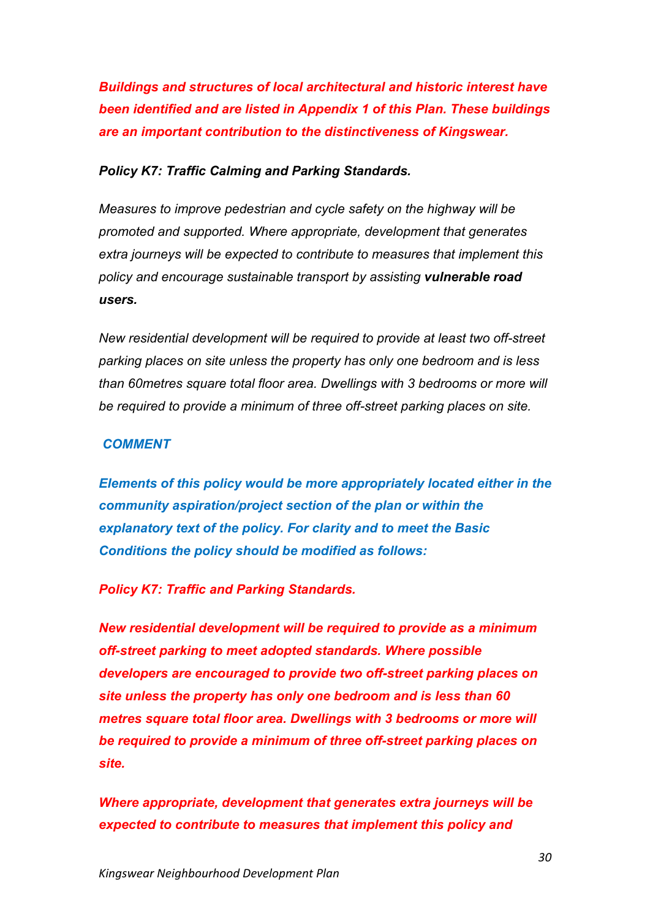***Buildings and structures of local architectural and historic interest have been identified and are listed in Appendix 1 of this Plan. These buildings are an important contribution to the distinctiveness of Kingswear.***

***Policy K7: Traffic Calming and Parking Standards.***

*Measures to improve pedestrian and cycle safety on the highway will be promoted and supported. Where appropriate, development that generates extra journeys will be expected to contribute to measures that implement this policy and encourage sustainable transport by assisting* ***vulnerable road users.***

*New residential development will be required to provide at least two off-street parking places on site unless the property has only one bedroom and is less than 60metres square total floor area. Dwellings with 3 bedrooms or more will be required to provide a minimum of three off-street parking places on site.*

***COMMENT***

***Elements of this policy would be more appropriately located either in the community aspiration/project section of the plan or within the explanatory text of the policy. For clarity and to meet the Basic Conditions the policy should be modified as follows:***

***Policy K7: Traffic and Parking Standards.***

***New residential development will be required to provide as a minimum off-street parking to meet adopted standards. Where possible developers are encouraged to provide two off-street parking places on site unless the property has only one bedroom and is less than 60 metres square total floor area. Dwellings with 3 bedrooms or more will be required to provide a minimum of three off-street parking places on site.***

***Where appropriate, development that generates extra journeys will be expected to contribute to measures that implement this policy and***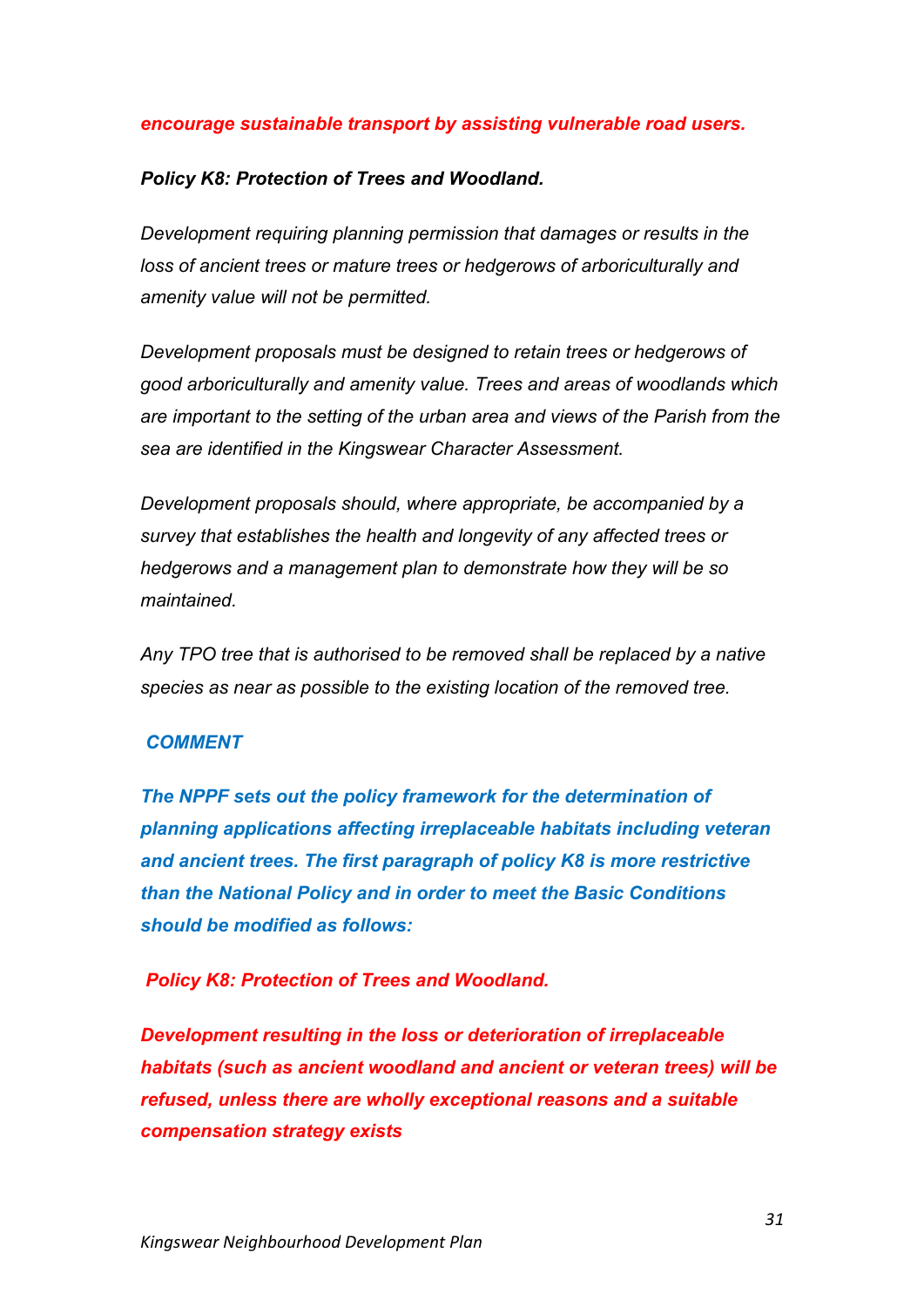***encourage sustainable transport by assisting vulnerable road users.***

***Policy K8: Protection of Trees and Woodland.***

*Development requiring planning permission that damages or results in the loss of ancient trees or mature trees or hedgerows of arboriculturally and amenity value will not be permitted.*

*Development proposals must be designed to retain trees or hedgerows of good arboriculturally and amenity value. Trees and areas of woodlands which are important to the setting of the urban area and views of the Parish from the sea are identified in the Kingswear Character Assessment.*

*Development proposals should, where appropriate, be accompanied by a survey that establishes the health and longevity of any affected trees or hedgerows and a management plan to demonstrate how they will be so maintained.*

*Any TPO tree that is authorised to be removed shall be replaced by a native species as near as possible to the existing location of the removed tree.*

***COMMENT***

***The NPPF sets out the policy framework for the determination of planning applications affecting irreplaceable habitats including veteran and ancient trees. The first paragraph of policy K8 is more restrictive than the National Policy and in order to meet the Basic Conditions should be modified as follows:***

***Policy K8: Protection of Trees and Woodland.***

***Development resulting in the loss or deterioration of irreplaceable habitats (such as ancient woodland and ancient or veteran trees) will be refused, unless there are wholly exceptional reasons and a suitable compensation strategy exists***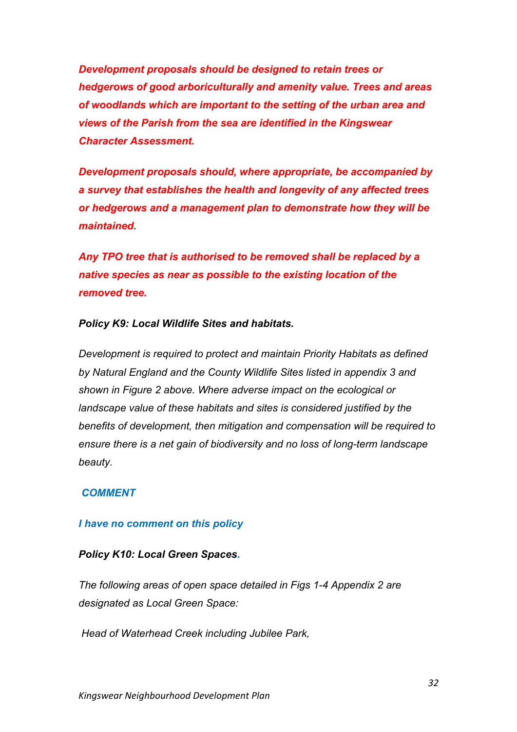***Development proposals should be designed to retain trees or hedgerows of good arboriculturally and amenity value. Trees and areas of woodlands which are important to the setting of the urban area and views of the Parish from the sea are identified in the Kingswear Character Assessment.***

***Development proposals should, where appropriate, be accompanied by a survey that establishes the health and longevity of any affected trees or hedgerows and a management plan to demonstrate how they will be maintained.***

***Any TPO tree that is authorised to be removed shall be replaced by a native species as near as possible to the existing location of the removed tree.***

***Policy K9: Local Wildlife Sites and habitats.***

*Development is required to protect and maintain Priority Habitats as defined by Natural England and the County Wildlife Sites listed in appendix 3 and shown in Figure 2 above. Where adverse impact on the ecological or landscape value of these habitats and sites is considered justified by the benefits of development, then mitigation and compensation will be required to ensure there is a net gain of biodiversity and no loss of long-term landscape beauty.*

***COMMENT***

***I have no comment on this policy***

***Policy K10: Local Green Spaces.***

*The following areas of open space detailed in Figs 1-4 Appendix 2 are designated as Local Green Space:*

*Head of Waterhead Creek including Jubilee Park,*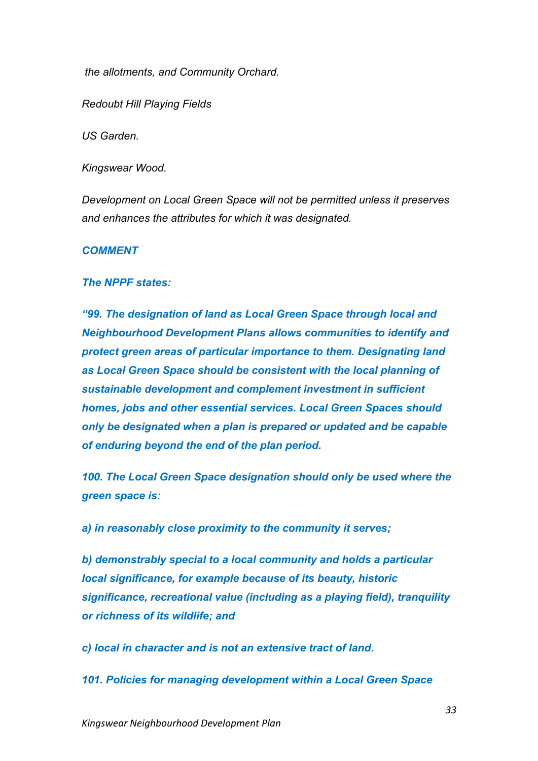*the allotments, and Community Orchard.*

*Redoubt Hill Playing Fields*

*US Garden.*

*Kingswear Wood.*

*Development on Local Green Space will not be permitted unless it preserves and enhances the attributes for which it was designated.*

***COMMENT***

***The NPPF states:***

***"99. The designation of land as Local Green Space through local and Neighbourhood Development Plans allows communities to identify and protect green areas of particular importance to them. Designating land as Local Green Space should be consistent with the local planning of sustainable development and complement investment in sufficient homes, jobs and other essential services. Local Green Spaces should only be designated when a plan is prepared or updated and be capable of enduring beyond the end of the plan period.***

***100. The Local Green Space designation should only be used where the green space is:***

***a) in reasonably close proximity to the community it serves;***

***b) demonstrably special to a local community and holds a particular local significance, for example because of its beauty, historic significance, recreational value (including as a playing field), tranquility or richness of its wildlife; and***

***c) local in character and is not an extensive tract of land.***

***101. Policies for managing development within a Local Green Space***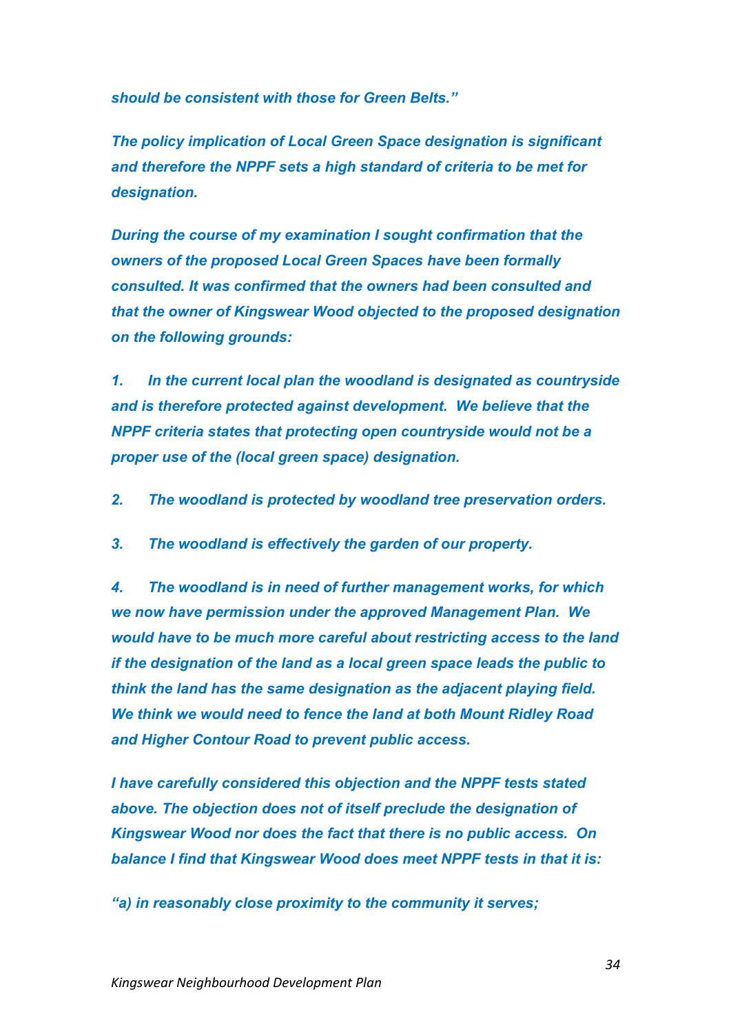***should be consistent with those for Green Belts."***

***The policy implication of Local Green Space designation is significant and therefore the NPPF sets a high standard of criteria to be met for designation.***

***During the course of my examination I sought confirmation that the owners of the proposed Local Green Spaces have been formally consulted. It was confirmed that the owners had been consulted and that the owner of Kingswear Wood objected to the proposed designation on the following grounds:***

***1. In the current local plan the woodland is designated as countryside and is therefore protected against development. We believe that the NPPF criteria states that protecting open countryside would not be a proper use of the (local green space) designation.***

***2. The woodland is protected by woodland tree preservation orders.***

***3. The woodland is effectively the garden of our property.***

***4. The woodland is in need of further management works, for which we now have permission under the approved Management Plan. We would have to be much more careful about restricting access to the land if the designation of the land as a local green space leads the public to think the land has the same designation as the adjacent playing field. We think we would need to fence the land at both Mount Ridley Road and Higher Contour Road to prevent public access.***

***I have carefully considered this objection and the NPPF tests stated above. The objection does not of itself preclude the designation of Kingswear Wood nor does the fact that there is no public access. On balance I find that Kingswear Wood does meet NPPF tests in that it is:***

***"a) in reasonably close proximity to the community it serves;***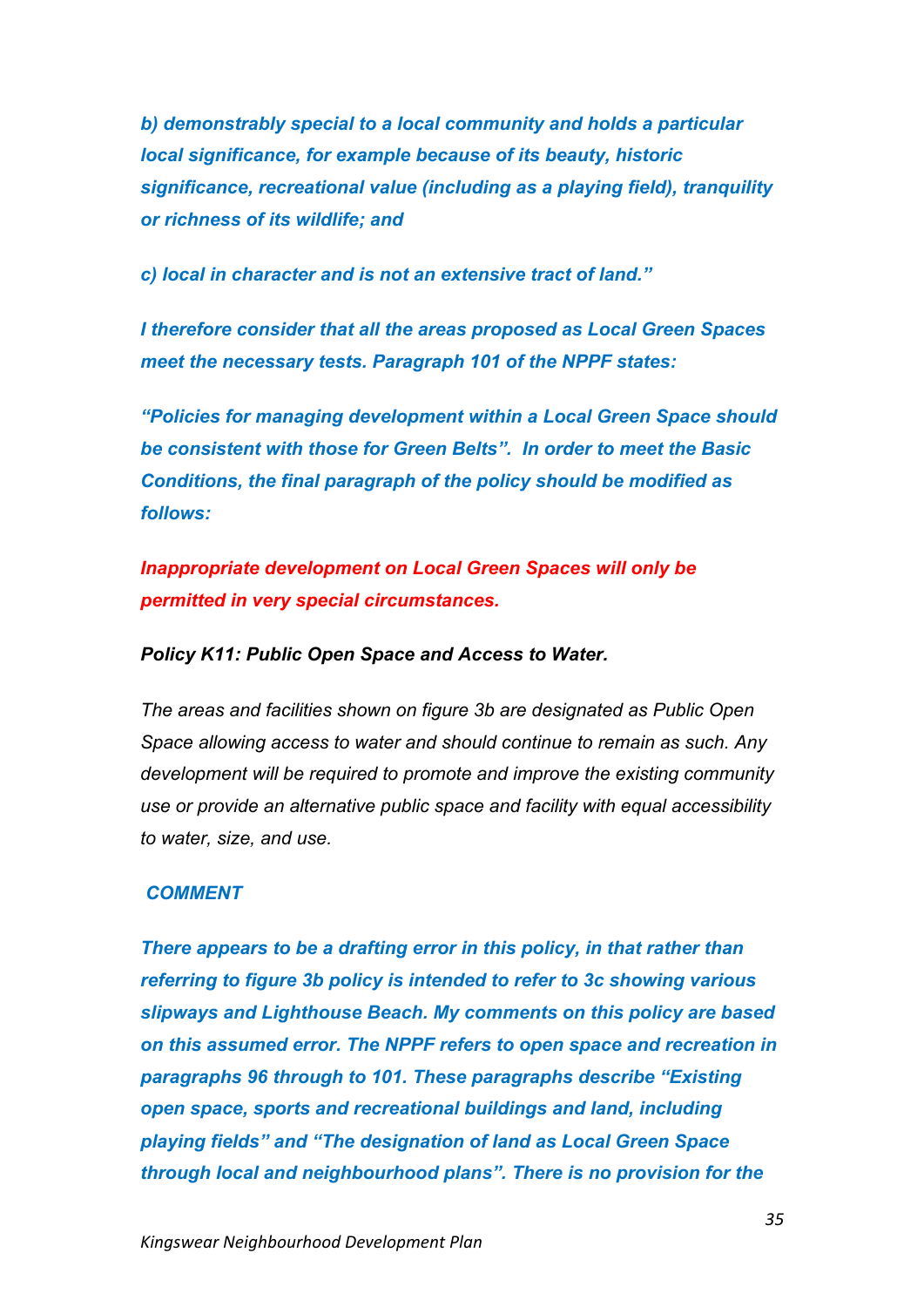***b) demonstrably special to a local community and holds a particular local significance, for example because of its beauty, historic significance, recreational value (including as a playing field), tranquility or richness of its wildlife; and***

***c) local in character and is not an extensive tract of land."***

***I therefore consider that all the areas proposed as Local Green Spaces meet the necessary tests. Paragraph 101 of the NPPF states:***

***"Policies for managing development within a Local Green Space should be consistent with those for Green Belts". In order to meet the Basic Conditions, the final paragraph of the policy should be modified as follows:***

***Inappropriate development on Local Green Spaces will only be permitted in very special circumstances.***

***Policy K11: Public Open Space and Access to Water.***

*The areas and facilities shown on figure 3b are designated as Public Open Space allowing access to water and should continue to remain as such. Any development will be required to promote and improve the existing community use or provide an alternative public space and facility with equal accessibility to water, size, and use.*

***COMMENT***

***There appears to be a drafting error in this policy, in that rather than referring to figure 3b policy is intended to refer to 3c showing various slipways and Lighthouse Beach. My comments on this policy are based on this assumed error. The NPPF refers to open space and recreation in paragraphs 96 through to 101. These paragraphs describe "Existing open space, sports and recreational buildings and land, including playing fields" and "The designation of land as Local Green Space through local and neighbourhood plans". There is no provision for the***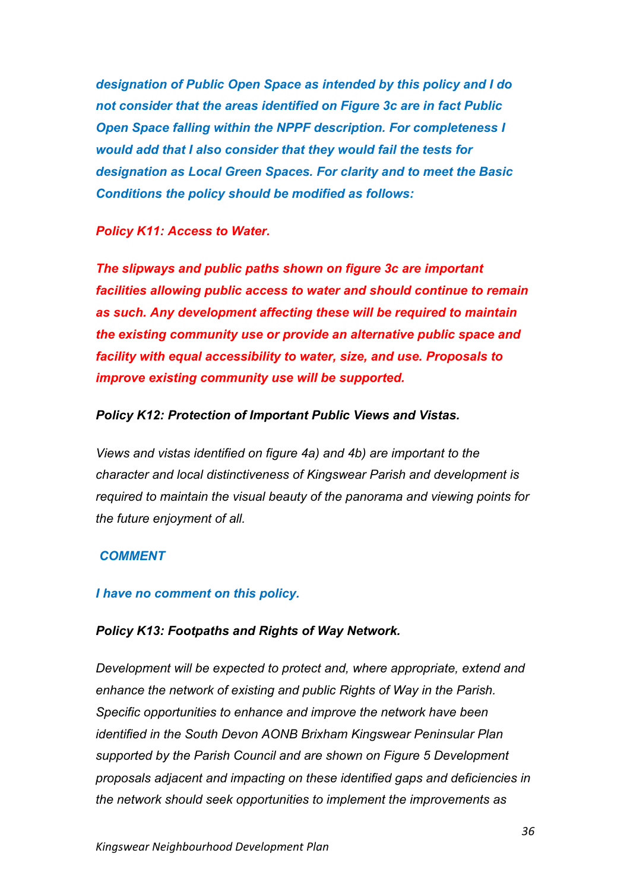***designation of Public Open Space as intended by this policy and I do not consider that the areas identified on Figure 3c are in fact Public Open Space falling within the NPPF description. For completeness I would add that I also consider that they would fail the tests for designation as Local Green Spaces. For clarity and to meet the Basic Conditions the policy should be modified as follows:***

***Policy K11: Access to Water.***

***The slipways and public paths shown on figure 3c are important facilities allowing public access to water and should continue to remain as such. Any development affecting these will be required to maintain the existing community use or provide an alternative public space and facility with equal accessibility to water, size, and use. Proposals to improve existing community use will be supported.***

***Policy K12: Protection of Important Public Views and Vistas.***

*Views and vistas identified on figure 4a) and 4b) are important to the character and local distinctiveness of Kingswear Parish and development is required to maintain the visual beauty of the panorama and viewing points for the future enjoyment of all.*

***COMMENT***

***I have no comment on this policy.***

***Policy K13: Footpaths and Rights of Way Network.***

*Development will be expected to protect and, where appropriate, extend and enhance the network of existing and public Rights of Way in the Parish. Specific opportunities to enhance and improve the network have been identified in the South Devon AONB Brixham Kingswear Peninsular Plan supported by the Parish Council and are shown on Figure 5 Development proposals adjacent and impacting on these identified gaps and deficiencies in the network should seek opportunities to implement the improvements as*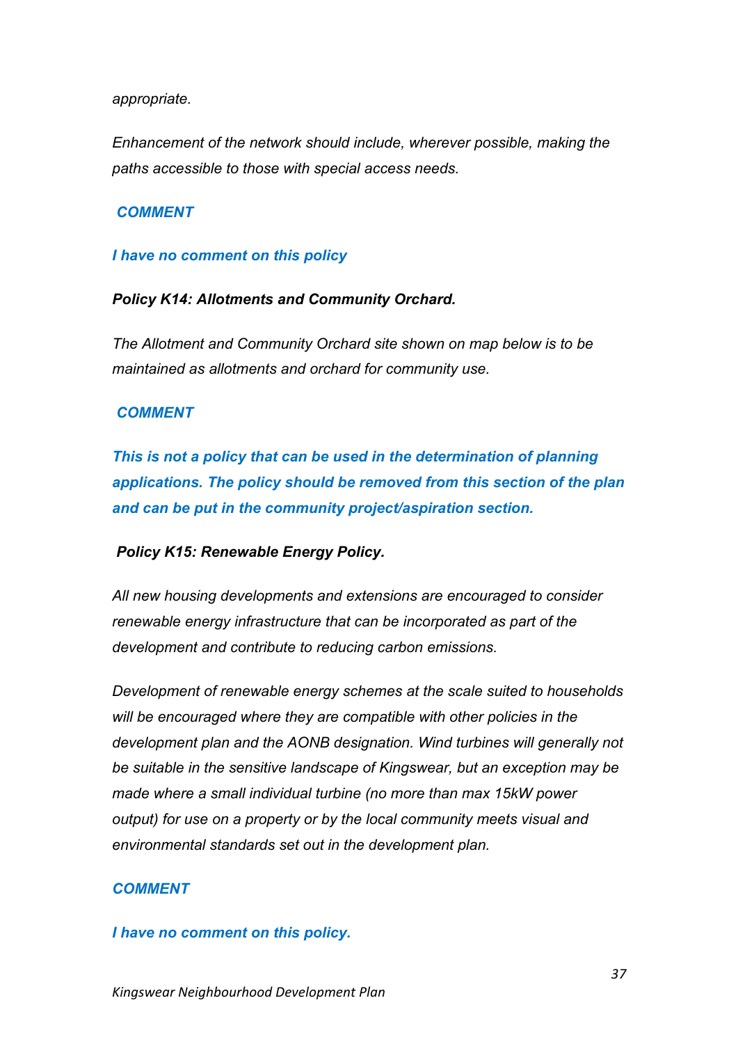*appropriate.*

*Enhancement of the network should include, wherever possible, making the paths accessible to those with special access needs.*

***COMMENT***

***I have no comment on this policy***

***Policy K14: Allotments and Community Orchard.***

*The Allotment and Community Orchard site shown on map below is to be maintained as allotments and orchard for community use.*

***COMMENT***

***This is not a policy that can be used in the determination of planning applications. The policy should be removed from this section of the plan and can be put in the community project/aspiration section.***

***Policy K15: Renewable Energy Policy.***

*All new housing developments and extensions are encouraged to consider renewable energy infrastructure that can be incorporated as part of the development and contribute to reducing carbon emissions.*

*Development of renewable energy schemes at the scale suited to households will be encouraged where they are compatible with other policies in the development plan and the AONB designation. Wind turbines will generally not be suitable in the sensitive landscape of Kingswear, but an exception may be made where a small individual turbine (no more than max 15kW power output) for use on a property or by the local community meets visual and environmental standards set out in the development plan.*

***COMMENT***

***I have no comment on this policy.***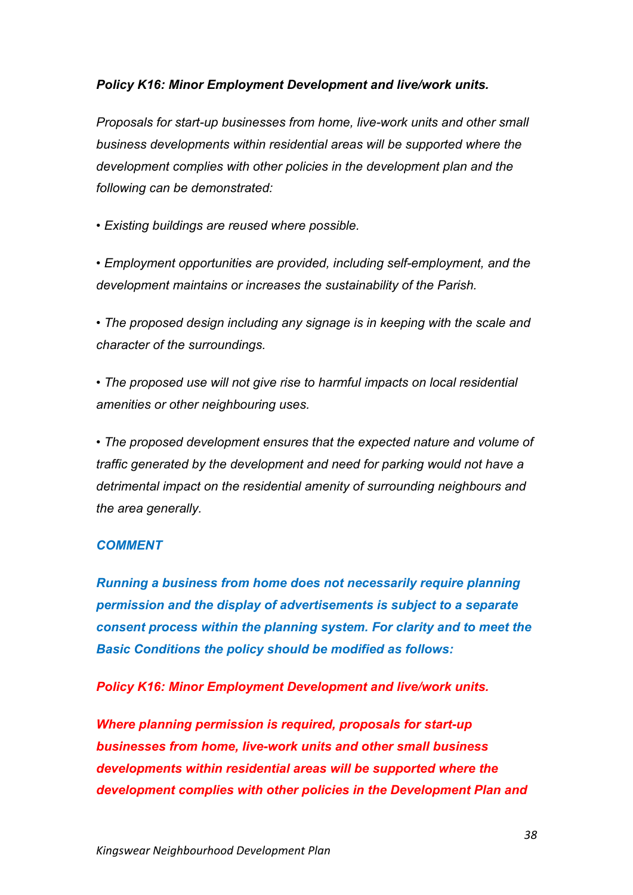***Policy K16: Minor Employment Development and live/work units.***

*Proposals for start-up businesses from home, live-work units and other small business developments within residential areas will be supported where the development complies with other policies in the development plan and the following can be demonstrated:*

- *Existing buildings are reused where possible.*
- *Employment opportunities are provided, including self-employment, and the development maintains or increases the sustainability of the Parish.*
- *The proposed design including any signage is in keeping with the scale and character of the surroundings.*
- *The proposed use will not give rise to harmful impacts on local residential amenities or other neighbouring uses.*
- *The proposed development ensures that the expected nature and volume of traffic generated by the development and need for parking would not have a detrimental impact on the residential amenity of surrounding neighbours and the area generally.*

***COMMENT***

***Running a business from home does not necessarily require planning permission and the display of advertisements is subject to a separate consent process within the planning system. For clarity and to meet the Basic Conditions the policy should be modified as follows:***

***Policy K16: Minor Employment Development and live/work units.***

***Where planning permission is required, proposals for start-up businesses from home, live-work units and other small business developments within residential areas will be supported where the development complies with other policies in the Development Plan and***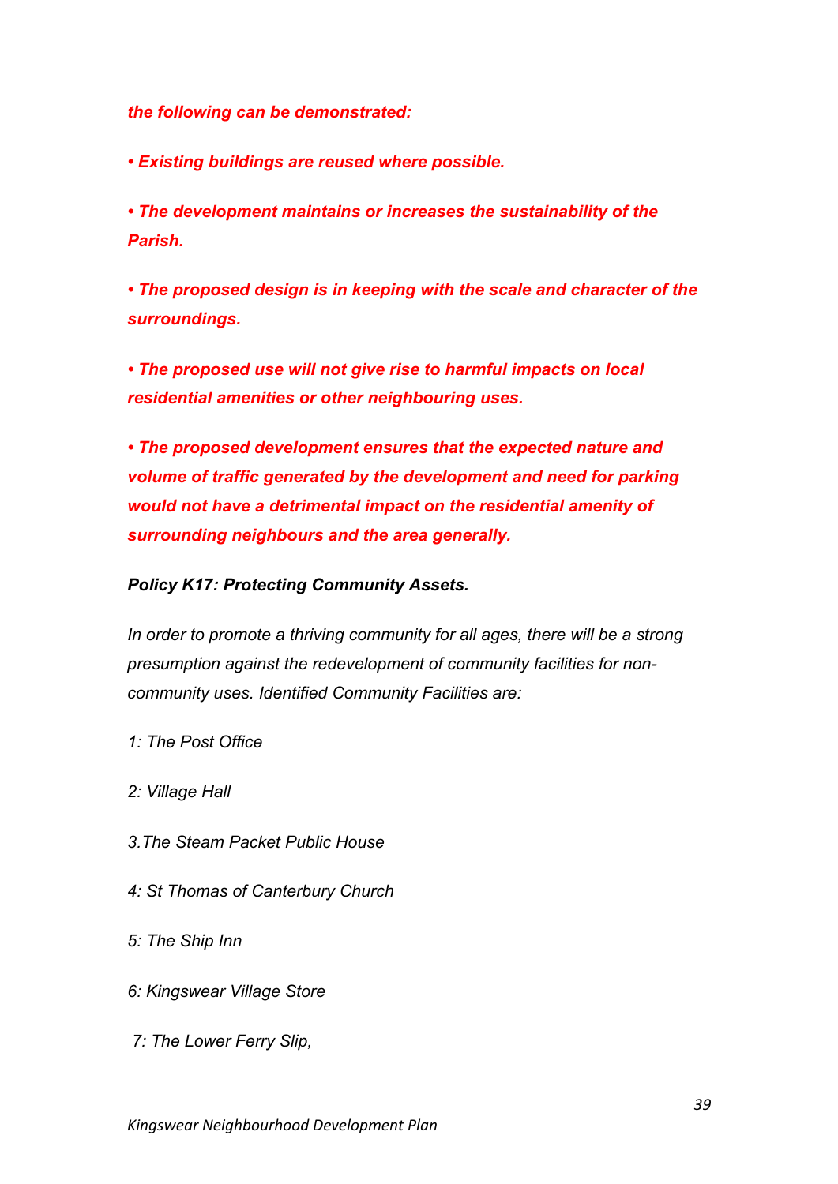***the following can be demonstrated:***

***• Existing buildings are reused where possible.***

***• The development maintains or increases the sustainability of the Parish.***

***• The proposed design is in keeping with the scale and character of the surroundings.***

***• The proposed use will not give rise to harmful impacts on local residential amenities or other neighbouring uses.***

***• The proposed development ensures that the expected nature and volume of traffic generated by the development and need for parking would not have a detrimental impact on the residential amenity of surrounding neighbours and the area generally.***

***Policy K17: Protecting Community Assets.***

*In order to promote a thriving community for all ages, there will be a strong presumption against the redevelopment of community facilities for non-community uses. Identified Community Facilities are:*

*1: The Post Office*

*2: Village Hall*

*3.The Steam Packet Public House*

*4: St Thomas of Canterbury Church*

*5: The Ship Inn*

*6: Kingswear Village Store*

*7: The Lower Ferry Slip,*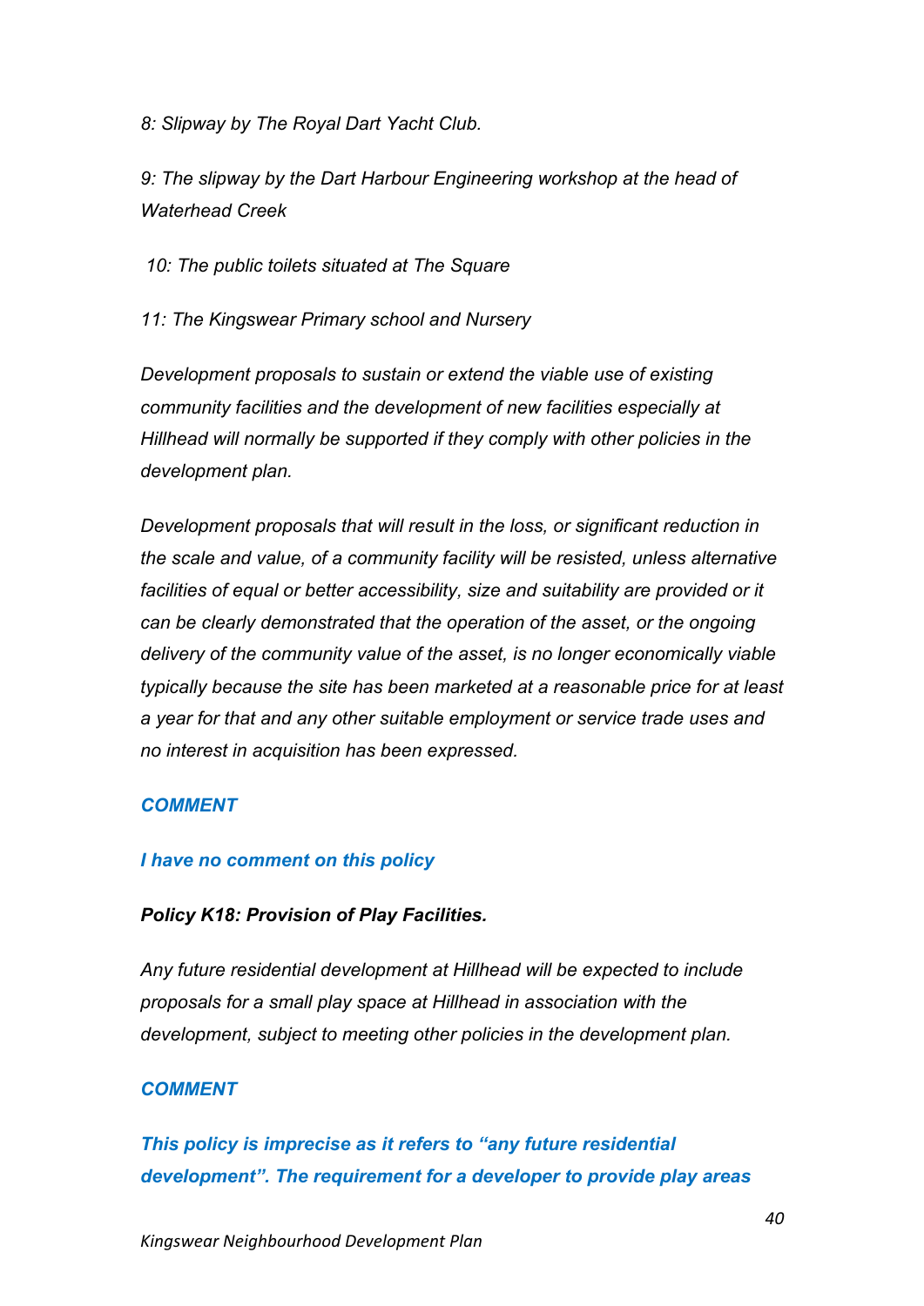*8: Slipway by The Royal Dart Yacht Club.*

*9: The slipway by the Dart Harbour Engineering workshop at the head of Waterhead Creek*

*10: The public toilets situated at The Square*

*11: The Kingswear Primary school and Nursery*

*Development proposals to sustain or extend the viable use of existing community facilities and the development of new facilities especially at Hillhead will normally be supported if they comply with other policies in the development plan.*

*Development proposals that will result in the loss, or significant reduction in the scale and value, of a community facility will be resisted, unless alternative facilities of equal or better accessibility, size and suitability are provided or it can be clearly demonstrated that the operation of the asset, or the ongoing delivery of the community value of the asset, is no longer economically viable typically because the site has been marketed at a reasonable price for at least a year for that and any other suitable employment or service trade uses and no interest in acquisition has been expressed.*

***COMMENT***

***I have no comment on this policy***

***Policy K18: Provision of Play Facilities.***

*Any future residential development at Hillhead will be expected to include proposals for a small play space at Hillhead in association with the development, subject to meeting other policies in the development plan.*

***COMMENT***

***This policy is imprecise as it refers to "any future residential development". The requirement for a developer to provide play areas***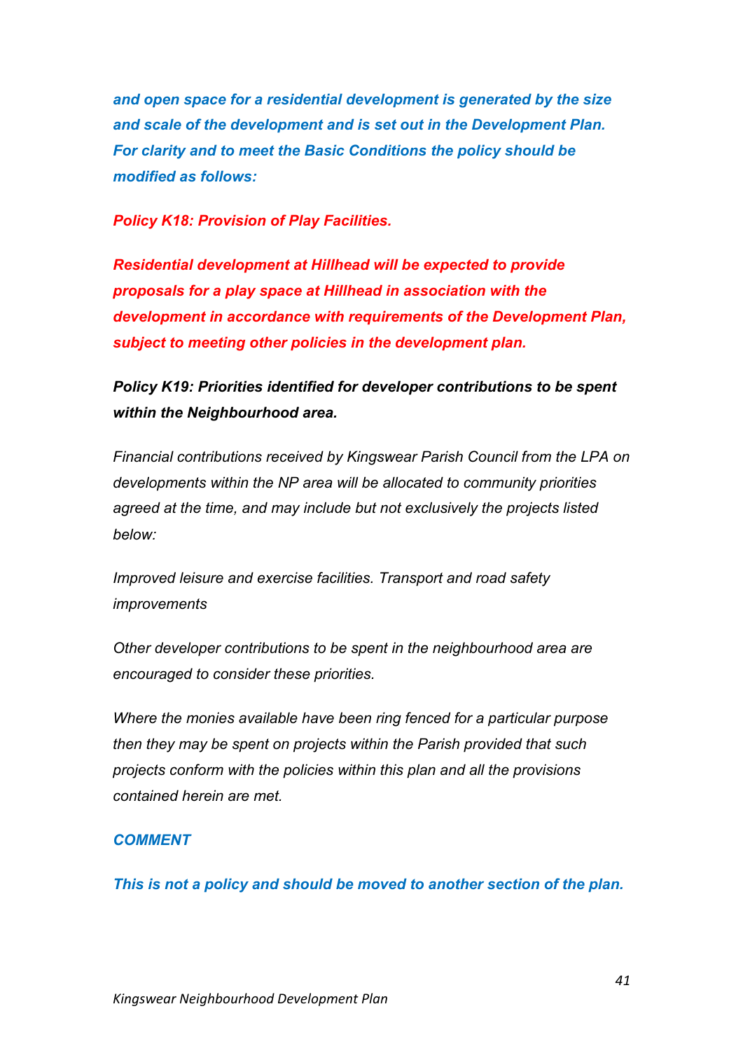***and open space for a residential development is generated by the size and scale of the development and is set out in the Development Plan. For clarity and to meet the Basic Conditions the policy should be modified as follows:***

***Policy K18: Provision of Play Facilities.***

***Residential development at Hillhead will be expected to provide proposals for a play space at Hillhead in association with the development in accordance with requirements of the Development Plan, subject to meeting other policies in the development plan.***

***Policy K19: Priorities identified for developer contributions to be spent within the Neighbourhood area.***

*Financial contributions received by Kingswear Parish Council from the LPA on developments within the NP area will be allocated to community priorities agreed at the time, and may include but not exclusively the projects listed below:*

*Improved leisure and exercise facilities. Transport and road safety improvements*

*Other developer contributions to be spent in the neighbourhood area are encouraged to consider these priorities.*

*Where the monies available have been ring fenced for a particular purpose then they may be spent on projects within the Parish provided that such projects conform with the policies within this plan and all the provisions contained herein are met.*

***COMMENT***

***This is not a policy and should be moved to another section of the plan.***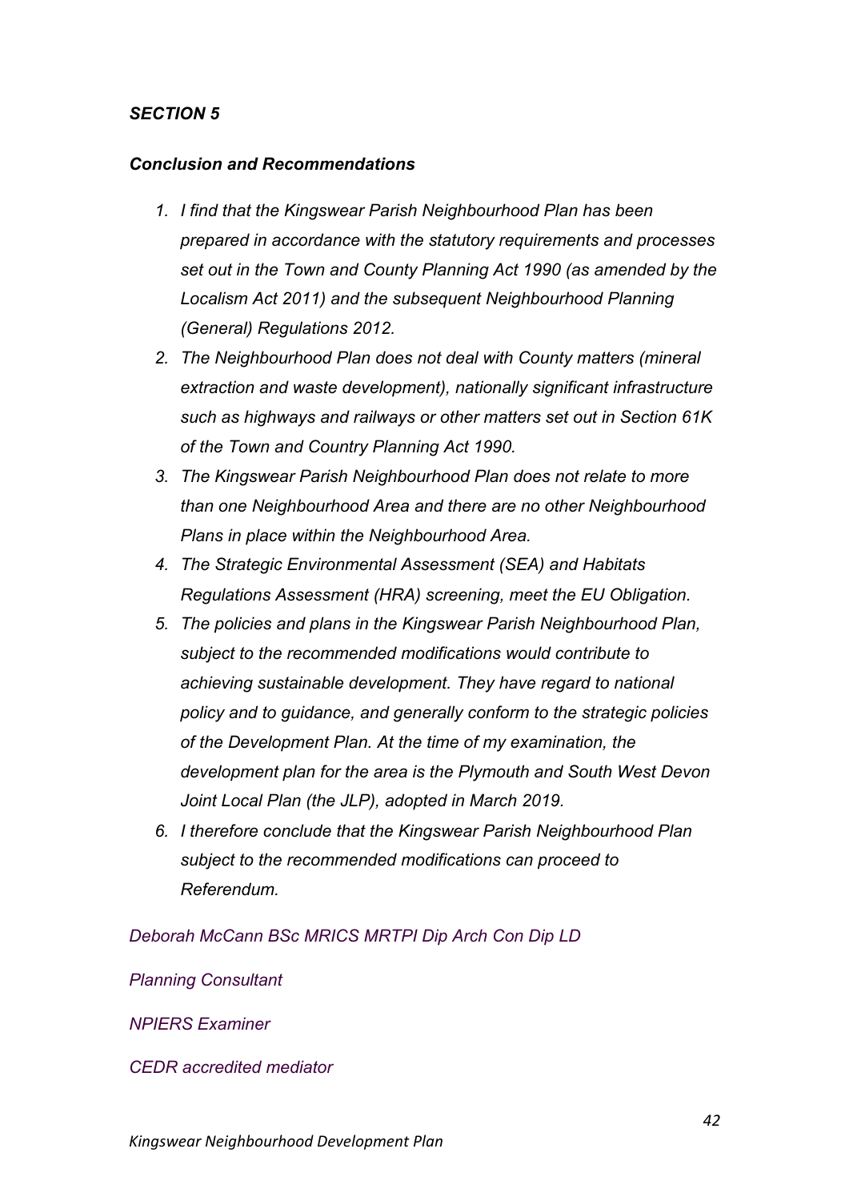## *SECTION 5*

### *Conclusion and Recommendations*

1. *I find that the Kingswear Parish Neighbourhood Plan has been prepared in accordance with the statutory requirements and processes set out in the Town and County Planning Act 1990 (as amended by the Localism Act 2011) and the subsequent Neighbourhood Planning (General) Regulations 2012.*
2. *The Neighbourhood Plan does not deal with County matters (mineral extraction and waste development), nationally significant infrastructure such as highways and railways or other matters set out in Section 61K of the Town and Country Planning Act 1990.*
3. *The Kingswear Parish Neighbourhood Plan does not relate to more than one Neighbourhood Area and there are no other Neighbourhood Plans in place within the Neighbourhood Area.*
4. *The Strategic Environmental Assessment (SEA) and Habitats Regulations Assessment (HRA) screening, meet the EU Obligation.*
5. *The policies and plans in the Kingswear Parish Neighbourhood Plan, subject to the recommended modifications would contribute to achieving sustainable development. They have regard to national policy and to guidance, and generally conform to the strategic policies of the Development Plan. At the time of my examination, the development plan for the area is the Plymouth and South West Devon Joint Local Plan (the JLP), adopted in March 2019.*
6. *I therefore conclude that the Kingswear Parish Neighbourhood Plan subject to the recommended modifications can proceed to Referendum.*

*Deborah McCann BSc MRICS MRTPI Dip Arch Con Dip LD*

*Planning Consultant*

*NPIERS Examiner*

*CEDR accredited mediator*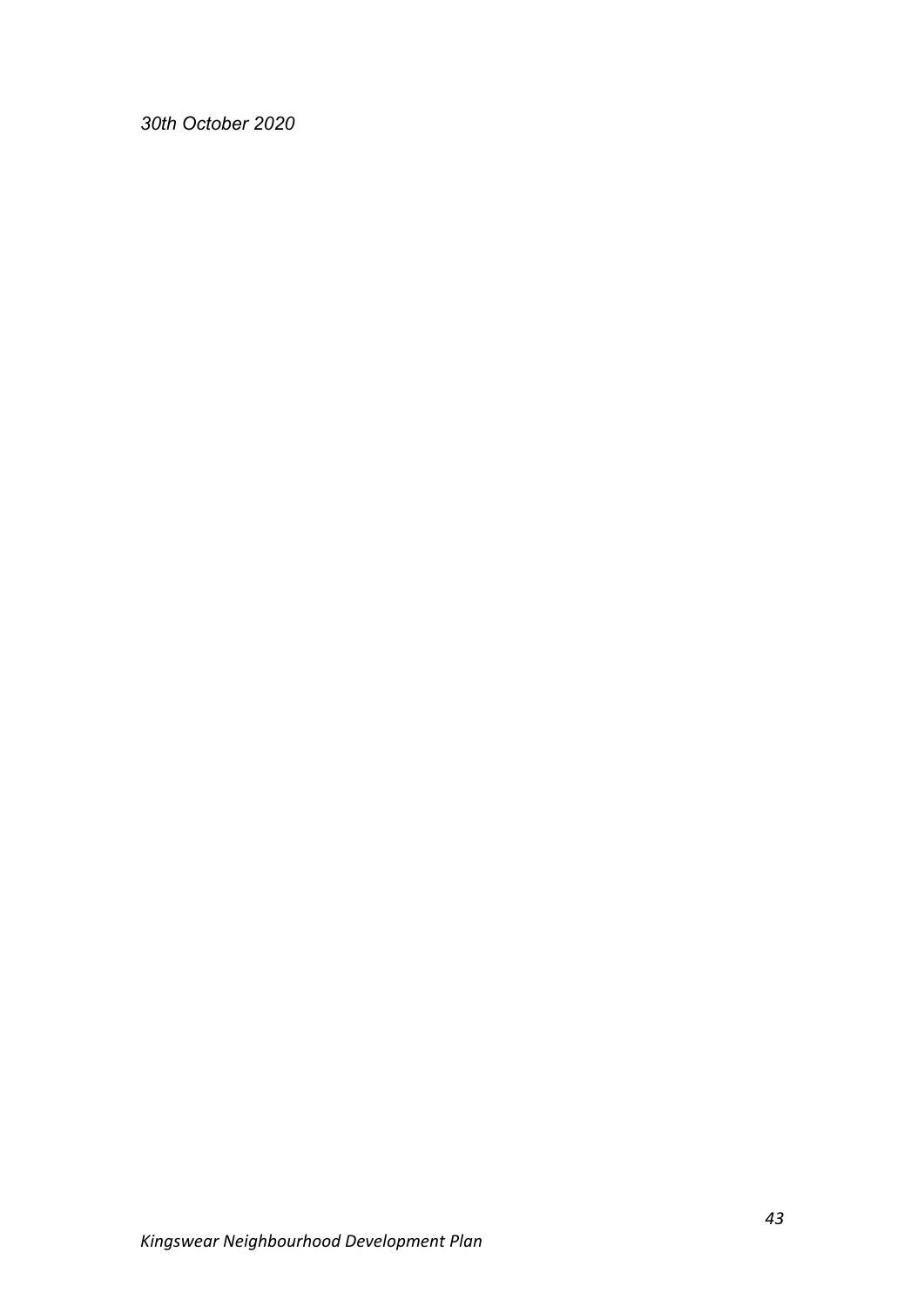*30th October 2020*